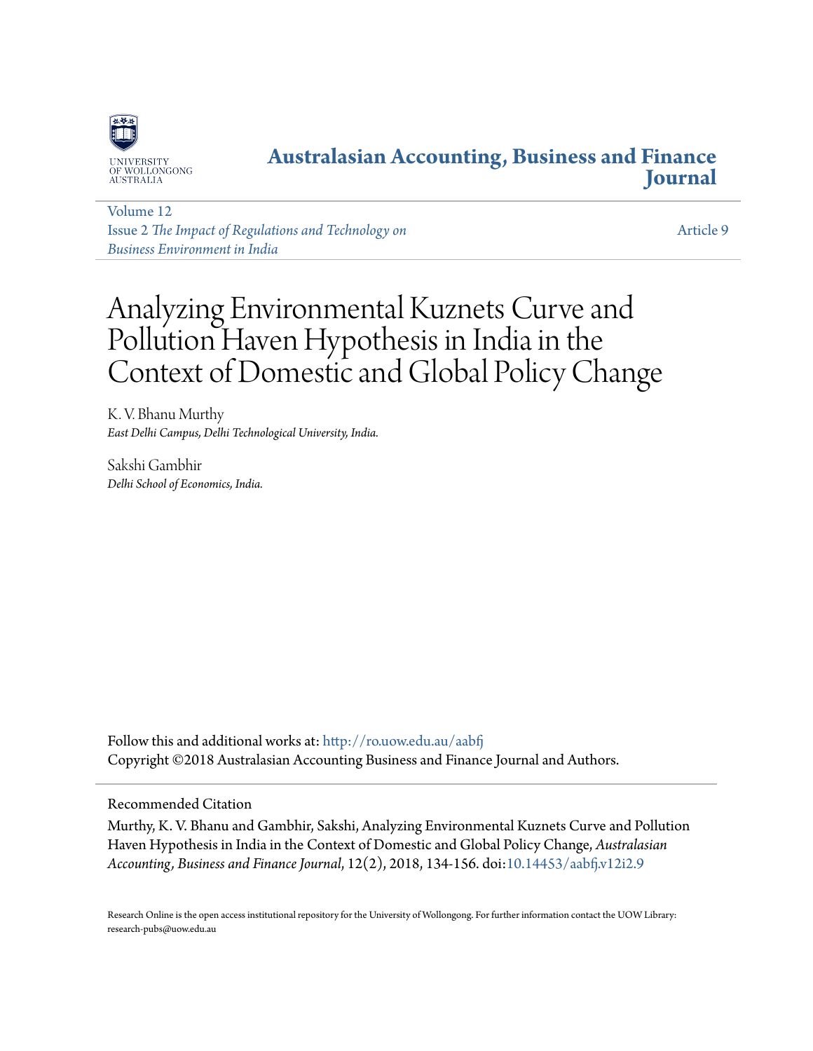UNIVERSITY OF WOLLONGONG AUSTRALIA

# Australasian Accounting, Business and Finance Journal

Volume 12
Issue 2 *The Impact of Regulations and Technology on Business Environment in India*

Article 9

# Analyzing Environmental Kuznets Curve and Pollution Haven Hypothesis in India in the Context of Domestic and Global Policy Change

K. V. Bhanu Murthy
*East Delhi Campus, Delhi Technological University, India.*

Sakshi Gambhir
*Delhi School of Economics, India.*

Follow this and additional works at: http://ro.uow.edu.au/aabfj
Copyright ©2018 Australasian Accounting Business and Finance Journal and Authors.

## Recommended Citation

Murthy, K. V. Bhanu and Gambhir, Sakshi, Analyzing Environmental Kuznets Curve and Pollution Haven Hypothesis in India in the Context of Domestic and Global Policy Change, *Australasian Accounting, Business and Finance Journal*, 12(2), 2018, 134-156. doi:10.14453/aabfj.v12i2.9

Research Online is the open access institutional repository for the University of Wollongong. For further information contact the UOW Library: research-pubs@uow.edu.au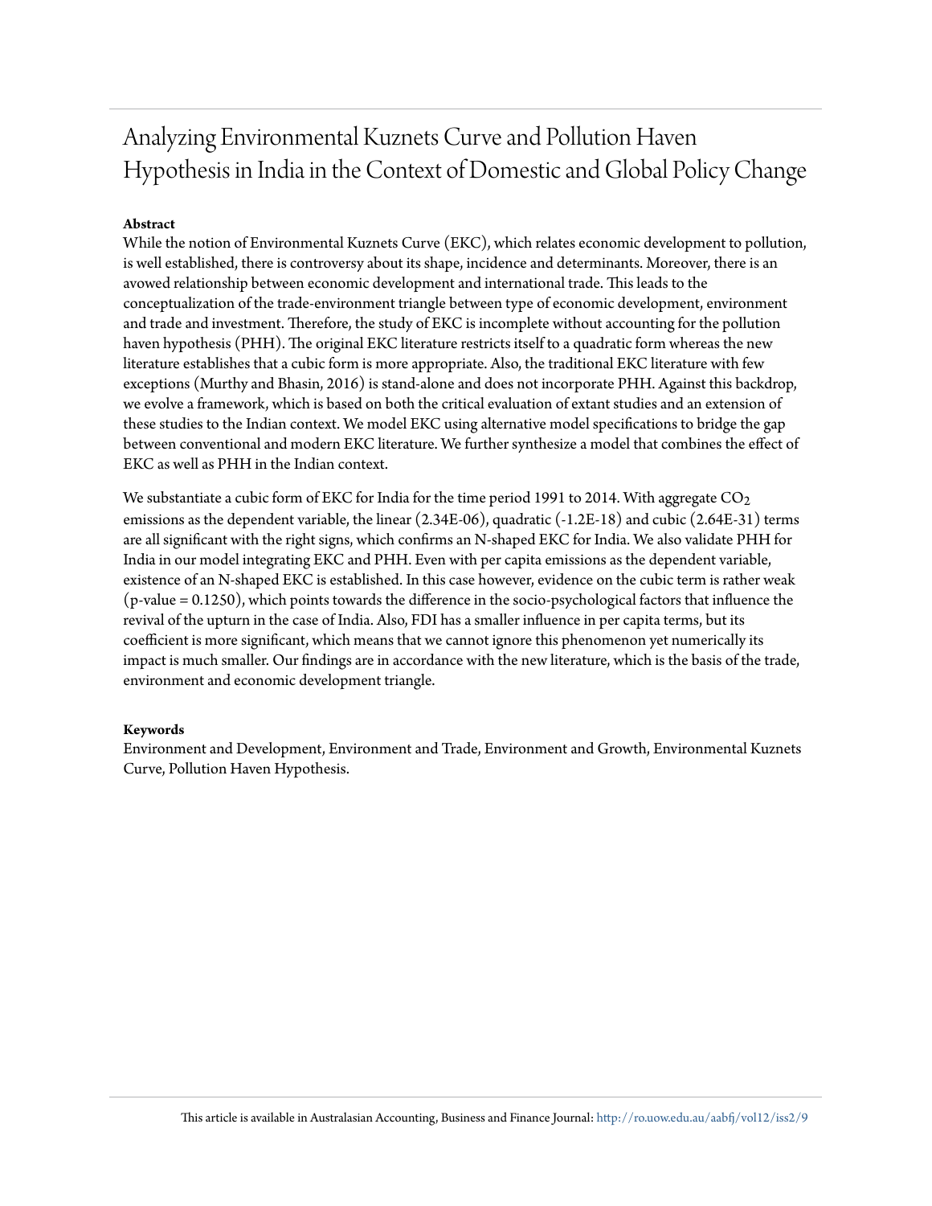# Analyzing Environmental Kuznets Curve and Pollution Haven Hypothesis in India in the Context of Domestic and Global Policy Change

### Abstract

While the notion of Environmental Kuznets Curve (EKC), which relates economic development to pollution, is well established, there is controversy about its shape, incidence and determinants. Moreover, there is an avowed relationship between economic development and international trade. This leads to the conceptualization of the trade-environment triangle between type of economic development, environment and trade and investment. Therefore, the study of EKC is incomplete without accounting for the pollution haven hypothesis (PHH). The original EKC literature restricts itself to a quadratic form whereas the new literature establishes that a cubic form is more appropriate. Also, the traditional EKC literature with few exceptions (Murthy and Bhasin, 2016) is stand-alone and does not incorporate PHH. Against this backdrop, we evolve a framework, which is based on both the critical evaluation of extant studies and an extension of these studies to the Indian context. We model EKC using alternative model specifications to bridge the gap between conventional and modern EKC literature. We further synthesize a model that combines the effect of EKC as well as PHH in the Indian context.

We substantiate a cubic form of EKC for India for the time period 1991 to 2014. With aggregate $CO_2$ emissions as the dependent variable, the linear (2.34E-06), quadratic (-1.2E-18) and cubic (2.64E-31) terms are all significant with the right signs, which confirms an N-shaped EKC for India. We also validate PHH for India in our model integrating EKC and PHH. Even with per capita emissions as the dependent variable, existence of an N-shaped EKC is established. In this case however, evidence on the cubic term is rather weak (p-value = 0.1250), which points towards the difference in the socio-psychological factors that influence the revival of the upturn in the case of India. Also, FDI has a smaller influence in per capita terms, but its coefficient is more significant, which means that we cannot ignore this phenomenon yet numerically its impact is much smaller. Our findings are in accordance with the new literature, which is the basis of the trade, environment and economic development triangle.

### Keywords

Environment and Development, Environment and Trade, Environment and Growth, Environmental Kuznets Curve, Pollution Haven Hypothesis.

This article is available in Australasian Accounting, Business and Finance Journal: http://ro.uow.edu.au/aabfj/vol12/iss2/9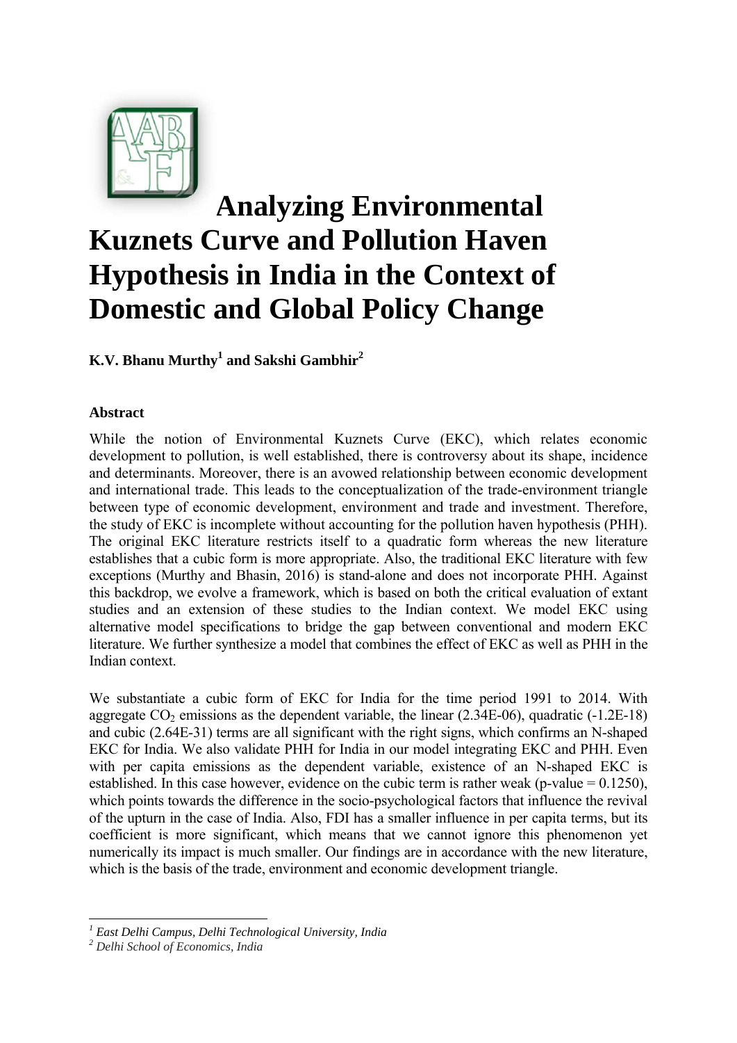# Analyzing Environmental Kuznets Curve and Pollution Haven Hypothesis in India in the Context of Domestic and Global Policy Change

**K.V. Bhanu Murthy[1] and Sakshi Gambhir[2]**

### Abstract

While the notion of Environmental Kuznets Curve (EKC), which relates economic development to pollution, is well established, there is controversy about its shape, incidence and determinants. Moreover, there is an avowed relationship between economic development and international trade. This leads to the conceptualization of the trade-environment triangle between type of economic development, environment and trade and investment. Therefore, the study of EKC is incomplete without accounting for the pollution haven hypothesis (PHH). The original EKC literature restricts itself to a quadratic form whereas the new literature establishes that a cubic form is more appropriate. Also, the traditional EKC literature with few exceptions (Murthy and Bhasin, 2016) is stand-alone and does not incorporate PHH. Against this backdrop, we evolve a framework, which is based on both the critical evaluation of extant studies and an extension of these studies to the Indian context. We model EKC using alternative model specifications to bridge the gap between conventional and modern EKC literature. We further synthesize a model that combines the effect of EKC as well as PHH in the Indian context.

We substantiate a cubic form of EKC for India for the time period 1991 to 2014. With aggregate $CO_2$ emissions as the dependent variable, the linear (2.34E-06), quadratic (-1.2E-18) and cubic (2.64E-31) terms are all significant with the right signs, which confirms an N-shaped EKC for India. We also validate PHH for India in our model integrating EKC and PHH. Even with per capita emissions as the dependent variable, existence of an N-shaped EKC is established. In this case however, evidence on the cubic term is rather weak (p-value = 0.1250), which points towards the difference in the socio-psychological factors that influence the revival of the upturn in the case of India. Also, FDI has a smaller influence in per capita terms, but its coefficient is more significant, which means that we cannot ignore this phenomenon yet numerically its impact is much smaller. Our findings are in accordance with the new literature, which is the basis of the trade, environment and economic development triangle.

---

[1] *East Delhi Campus, Delhi Technological University, India*

[2] *Delhi School of Economics, India*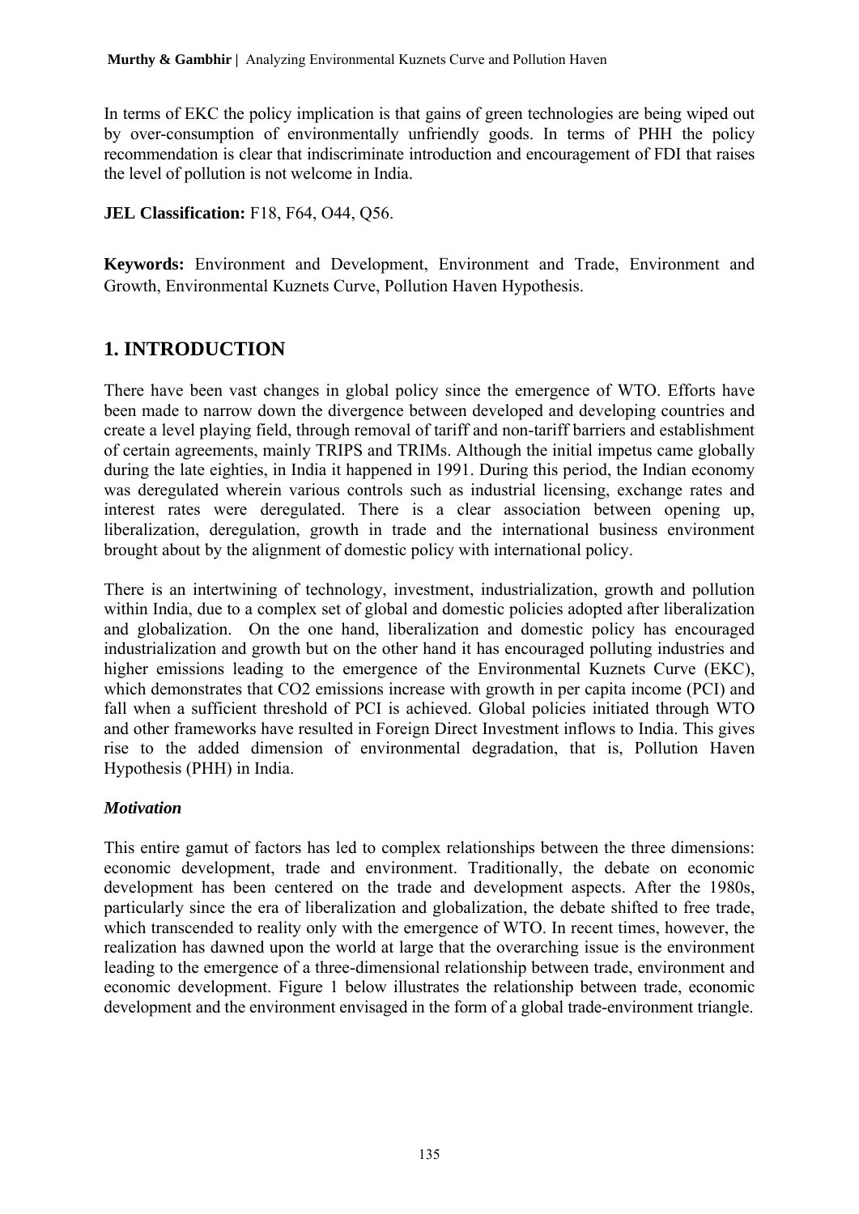In terms of EKC the policy implication is that gains of green technologies are being wiped out by over-consumption of environmentally unfriendly goods. In terms of PHH the policy recommendation is clear that indiscriminate introduction and encouragement of FDI that raises the level of pollution is not welcome in India.

**JEL Classification:** F18, F64, O44, Q56.

**Keywords:** Environment and Development, Environment and Trade, Environment and Growth, Environmental Kuznets Curve, Pollution Haven Hypothesis.

## 1. INTRODUCTION

There have been vast changes in global policy since the emergence of WTO. Efforts have been made to narrow down the divergence between developed and developing countries and create a level playing field, through removal of tariff and non-tariff barriers and establishment of certain agreements, mainly TRIPS and TRIMs. Although the initial impetus came globally during the late eighties, in India it happened in 1991. During this period, the Indian economy was deregulated wherein various controls such as industrial licensing, exchange rates and interest rates were deregulated. There is a clear association between opening up, liberalization, deregulation, growth in trade and the international business environment brought about by the alignment of domestic policy with international policy.

There is an intertwining of technology, investment, industrialization, growth and pollution within India, due to a complex set of global and domestic policies adopted after liberalization and globalization. On the one hand, liberalization and domestic policy has encouraged industrialization and growth but on the other hand it has encouraged polluting industries and higher emissions leading to the emergence of the Environmental Kuznets Curve (EKC), which demonstrates that $CO_2$ emissions increase with growth in per capita income (PCI) and fall when a sufficient threshold of PCI is achieved. Global policies initiated through WTO and other frameworks have resulted in Foreign Direct Investment inflows to India. This gives rise to the added dimension of environmental degradation, that is, Pollution Haven Hypothesis (PHH) in India.

### *Motivation*

This entire gamut of factors has led to complex relationships between the three dimensions: economic development, trade and environment. Traditionally, the debate on economic development has been centered on the trade and development aspects. After the 1980s, particularly since the era of liberalization and globalization, the debate shifted to free trade, which transcended to reality only with the emergence of WTO. In recent times, however, the realization has dawned upon the world at large that the overarching issue is the environment leading to the emergence of a three-dimensional relationship between trade, environment and economic development. Figure 1 below illustrates the relationship between trade, economic development and the environment envisaged in the form of a global trade-environment triangle.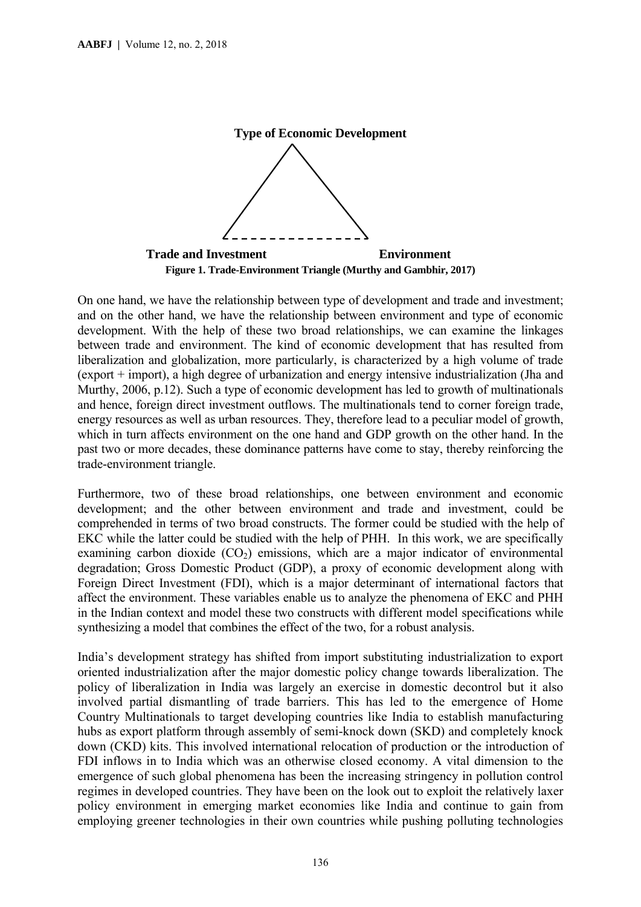Type of Economic Development

Trade and Investment                                        Environment

**Figure 1. Trade-Environment Triangle (Murthy and Gambhir, 2017)**

On one hand, we have the relationship between type of development and trade and investment; and on the other hand, we have the relationship between environment and type of economic development. With the help of these two broad relationships, we can examine the linkages between trade and environment. The kind of economic development that has resulted from liberalization and globalization, more particularly, is characterized by a high volume of trade (export + import), a high degree of urbanization and energy intensive industrialization (Jha and Murthy, 2006, p.12). Such a type of economic development has led to growth of multinationals and hence, foreign direct investment outflows. The multinationals tend to corner foreign trade, energy resources as well as urban resources. They, therefore lead to a peculiar model of growth, which in turn affects environment on the one hand and GDP growth on the other hand. In the past two or more decades, these dominance patterns have come to stay, thereby reinforcing the trade-environment triangle.

Furthermore, two of these broad relationships, one between environment and economic development; and the other between environment and trade and investment, could be comprehended in terms of two broad constructs. The former could be studied with the help of EKC while the latter could be studied with the help of PHH. In this work, we are specifically examining carbon dioxide ($CO_2$) emissions, which are a major indicator of environmental degradation; Gross Domestic Product (GDP), a proxy of economic development along with Foreign Direct Investment (FDI), which is a major determinant of international factors that affect the environment. These variables enable us to analyze the phenomena of EKC and PHH in the Indian context and model these two constructs with different model specifications while synthesizing a model that combines the effect of the two, for a robust analysis.

India's development strategy has shifted from import substituting industrialization to export oriented industrialization after the major domestic policy change towards liberalization. The policy of liberalization in India was largely an exercise in domestic decontrol but it also involved partial dismantling of trade barriers. This has led to the emergence of Home Country Multinationals to target developing countries like India to establish manufacturing hubs as export platform through assembly of semi-knock down (SKD) and completely knock down (CKD) kits. This involved international relocation of production or the introduction of FDI inflows in to India which was an otherwise closed economy. A vital dimension to the emergence of such global phenomena has been the increasing stringency in pollution control regimes in developed countries. They have been on the look out to exploit the relatively laxer policy environment in emerging market economies like India and continue to gain from employing greener technologies in their own countries while pushing polluting technologies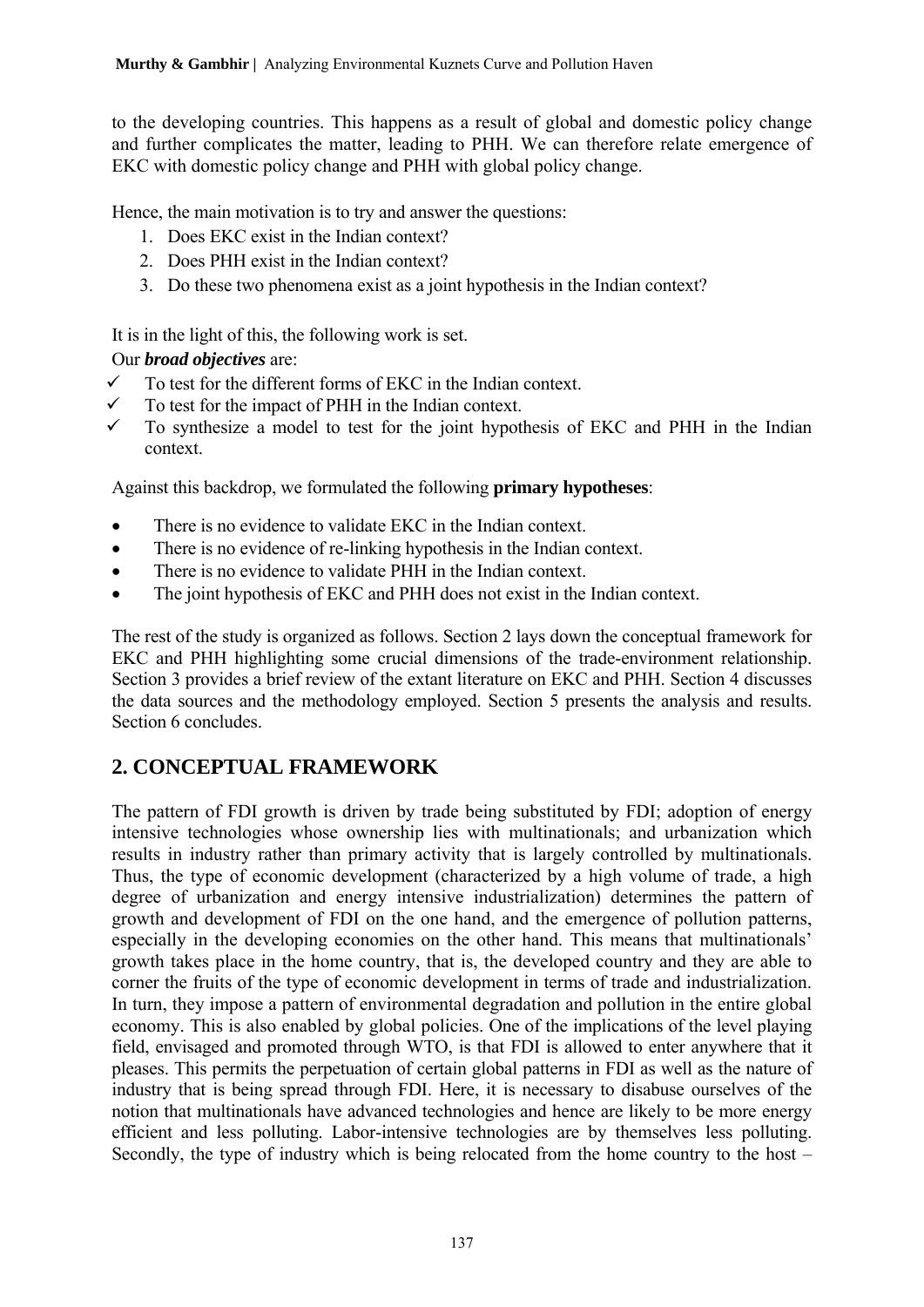to the developing countries. This happens as a result of global and domestic policy change and further complicates the matter, leading to PHH. We can therefore relate emergence of EKC with domestic policy change and PHH with global policy change.

Hence, the main motivation is to try and answer the questions:

1. Does EKC exist in the Indian context?
2. Does PHH exist in the Indian context?
3. Do these two phenomena exist as a joint hypothesis in the Indian context?

It is in the light of this, the following work is set.

Our ***broad objectives*** are:

- ✓ To test for the different forms of EKC in the Indian context.
- ✓ To test for the impact of PHH in the Indian context.
- ✓ To synthesize a model to test for the joint hypothesis of EKC and PHH in the Indian context.

Against this backdrop, we formulated the following **primary hypotheses**:

- There is no evidence to validate EKC in the Indian context.
- There is no evidence of re-linking hypothesis in the Indian context.
- There is no evidence to validate PHH in the Indian context.
- The joint hypothesis of EKC and PHH does not exist in the Indian context.

The rest of the study is organized as follows. Section 2 lays down the conceptual framework for EKC and PHH highlighting some crucial dimensions of the trade-environment relationship. Section 3 provides a brief review of the extant literature on EKC and PHH. Section 4 discusses the data sources and the methodology employed. Section 5 presents the analysis and results. Section 6 concludes.

## 2. CONCEPTUAL FRAMEWORK

The pattern of FDI growth is driven by trade being substituted by FDI; adoption of energy intensive technologies whose ownership lies with multinationals; and urbanization which results in industry rather than primary activity that is largely controlled by multinationals. Thus, the type of economic development (characterized by a high volume of trade, a high degree of urbanization and energy intensive industrialization) determines the pattern of growth and development of FDI on the one hand, and the emergence of pollution patterns, especially in the developing economies on the other hand. This means that multinationals' growth takes place in the home country, that is, the developed country and they are able to corner the fruits of the type of economic development in terms of trade and industrialization. In turn, they impose a pattern of environmental degradation and pollution in the entire global economy. This is also enabled by global policies. One of the implications of the level playing field, envisaged and promoted through WTO, is that FDI is allowed to enter anywhere that it pleases. This permits the perpetuation of certain global patterns in FDI as well as the nature of industry that is being spread through FDI. Here, it is necessary to disabuse ourselves of the notion that multinationals have advanced technologies and hence are likely to be more energy efficient and less polluting. Labor-intensive technologies are by themselves less polluting. Secondly, the type of industry which is being relocated from the home country to the host –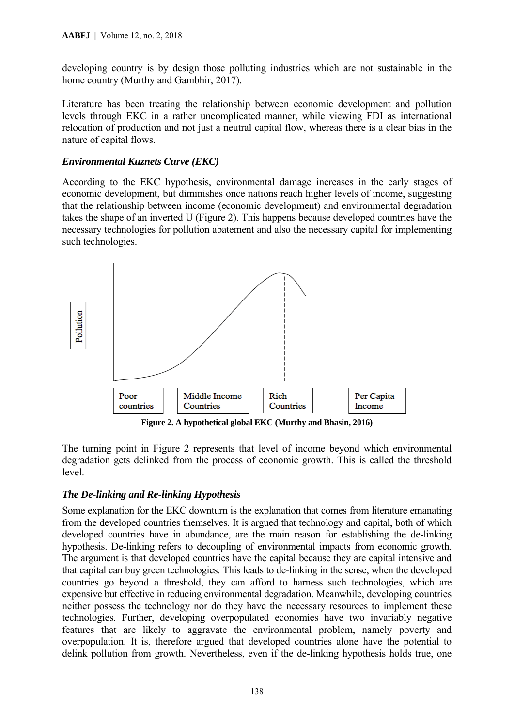developing country is by design those polluting industries which are not sustainable in the home country (Murthy and Gambhir, 2017).

Literature has been treating the relationship between economic development and pollution levels through EKC in a rather uncomplicated manner, while viewing FDI as international relocation of production and not just a neutral capital flow, whereas there is a clear bias in the nature of capital flows.

### *Environmental Kuznets Curve (EKC)*

According to the EKC hypothesis, environmental damage increases in the early stages of economic development, but diminishes once nations reach higher levels of income, suggesting that the relationship between income (economic development) and environmental degradation takes the shape of an inverted U (Figure 2). This happens because developed countries have the necessary technologies for pollution abatement and also the necessary capital for implementing such technologies.

Pollution

Poor countries | Middle Income Countries | Rich Countries | Per Capita Income

**Figure 2. A hypothetical global EKC (Murthy and Bhasin, 2016)**

The turning point in Figure 2 represents that level of income beyond which environmental degradation gets delinked from the process of economic growth. This is called the threshold level.

### *The De-linking and Re-linking Hypothesis*

Some explanation for the EKC downturn is the explanation that comes from literature emanating from the developed countries themselves. It is argued that technology and capital, both of which developed countries have in abundance, are the main reason for establishing the de-linking hypothesis. De-linking refers to decoupling of environmental impacts from economic growth. The argument is that developed countries have the capital because they are capital intensive and that capital can buy green technologies. This leads to de-linking in the sense, when the developed countries go beyond a threshold, they can afford to harness such technologies, which are expensive but effective in reducing environmental degradation. Meanwhile, developing countries neither possess the technology nor do they have the necessary resources to implement these technologies. Further, developing overpopulated economies have two invariably negative features that are likely to aggravate the environmental problem, namely poverty and overpopulation. It is, therefore argued that developed countries alone have the potential to delink pollution from growth. Nevertheless, even if the de-linking hypothesis holds true, one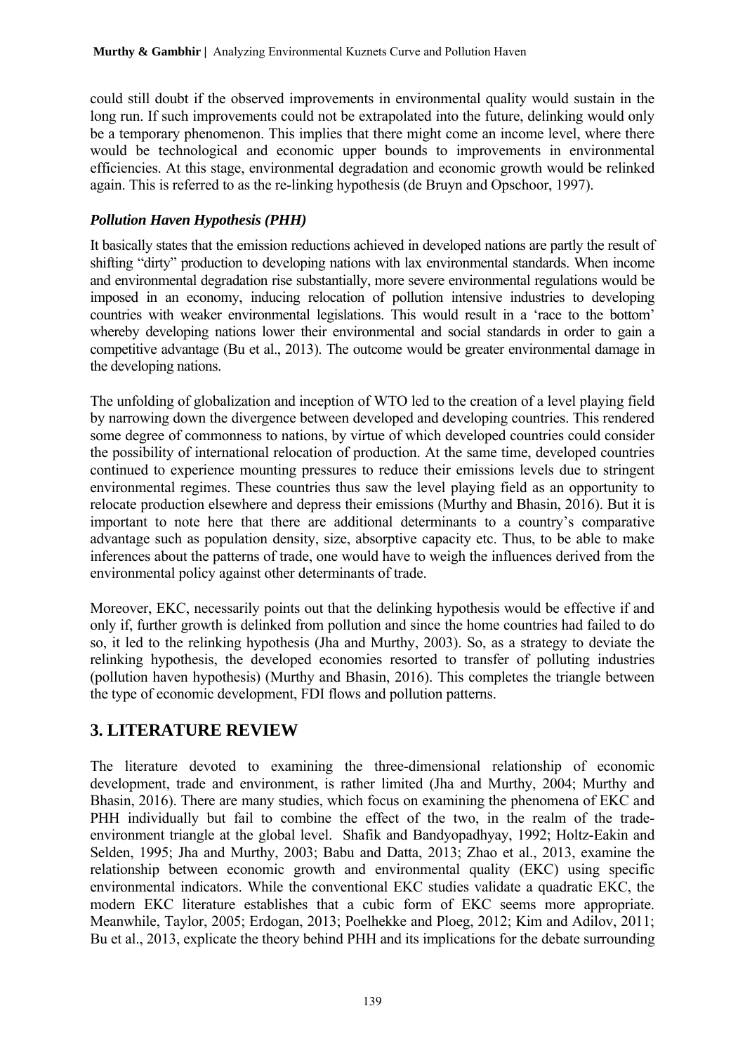could still doubt if the observed improvements in environmental quality would sustain in the long run. If such improvements could not be extrapolated into the future, delinking would only be a temporary phenomenon. This implies that there might come an income level, where there would be technological and economic upper bounds to improvements in environmental efficiencies. At this stage, environmental degradation and economic growth would be relinked again. This is referred to as the re-linking hypothesis (de Bruyn and Opschoor, 1997).

### *Pollution Haven Hypothesis (PHH)*

It basically states that the emission reductions achieved in developed nations are partly the result of shifting "dirty" production to developing nations with lax environmental standards. When income and environmental degradation rise substantially, more severe environmental regulations would be imposed in an economy, inducing relocation of pollution intensive industries to developing countries with weaker environmental legislations. This would result in a 'race to the bottom' whereby developing nations lower their environmental and social standards in order to gain a competitive advantage (Bu et al., 2013). The outcome would be greater environmental damage in the developing nations.

The unfolding of globalization and inception of WTO led to the creation of a level playing field by narrowing down the divergence between developed and developing countries. This rendered some degree of commonness to nations, by virtue of which developed countries could consider the possibility of international relocation of production. At the same time, developed countries continued to experience mounting pressures to reduce their emissions levels due to stringent environmental regimes. These countries thus saw the level playing field as an opportunity to relocate production elsewhere and depress their emissions (Murthy and Bhasin, 2016). But it is important to note here that there are additional determinants to a country's comparative advantage such as population density, size, absorptive capacity etc. Thus, to be able to make inferences about the patterns of trade, one would have to weigh the influences derived from the environmental policy against other determinants of trade.

Moreover, EKC, necessarily points out that the delinking hypothesis would be effective if and only if, further growth is delinked from pollution and since the home countries had failed to do so, it led to the relinking hypothesis (Jha and Murthy, 2003). So, as a strategy to deviate the relinking hypothesis, the developed economies resorted to transfer of polluting industries (pollution haven hypothesis) (Murthy and Bhasin, 2016). This completes the triangle between the type of economic development, FDI flows and pollution patterns.

## 3. LITERATURE REVIEW

The literature devoted to examining the three-dimensional relationship of economic development, trade and environment, is rather limited (Jha and Murthy, 2004; Murthy and Bhasin, 2016). There are many studies, which focus on examining the phenomena of EKC and PHH individually but fail to combine the effect of the two, in the realm of the trade-environment triangle at the global level. Shafik and Bandyopadhyay, 1992; Holtz-Eakin and Selden, 1995; Jha and Murthy, 2003; Babu and Datta, 2013; Zhao et al., 2013, examine the relationship between economic growth and environmental quality (EKC) using specific environmental indicators. While the conventional EKC studies validate a quadratic EKC, the modern EKC literature establishes that a cubic form of EKC seems more appropriate. Meanwhile, Taylor, 2005; Erdogan, 2013; Poelhekke and Ploeg, 2012; Kim and Adilov, 2011; Bu et al., 2013, explicate the theory behind PHH and its implications for the debate surrounding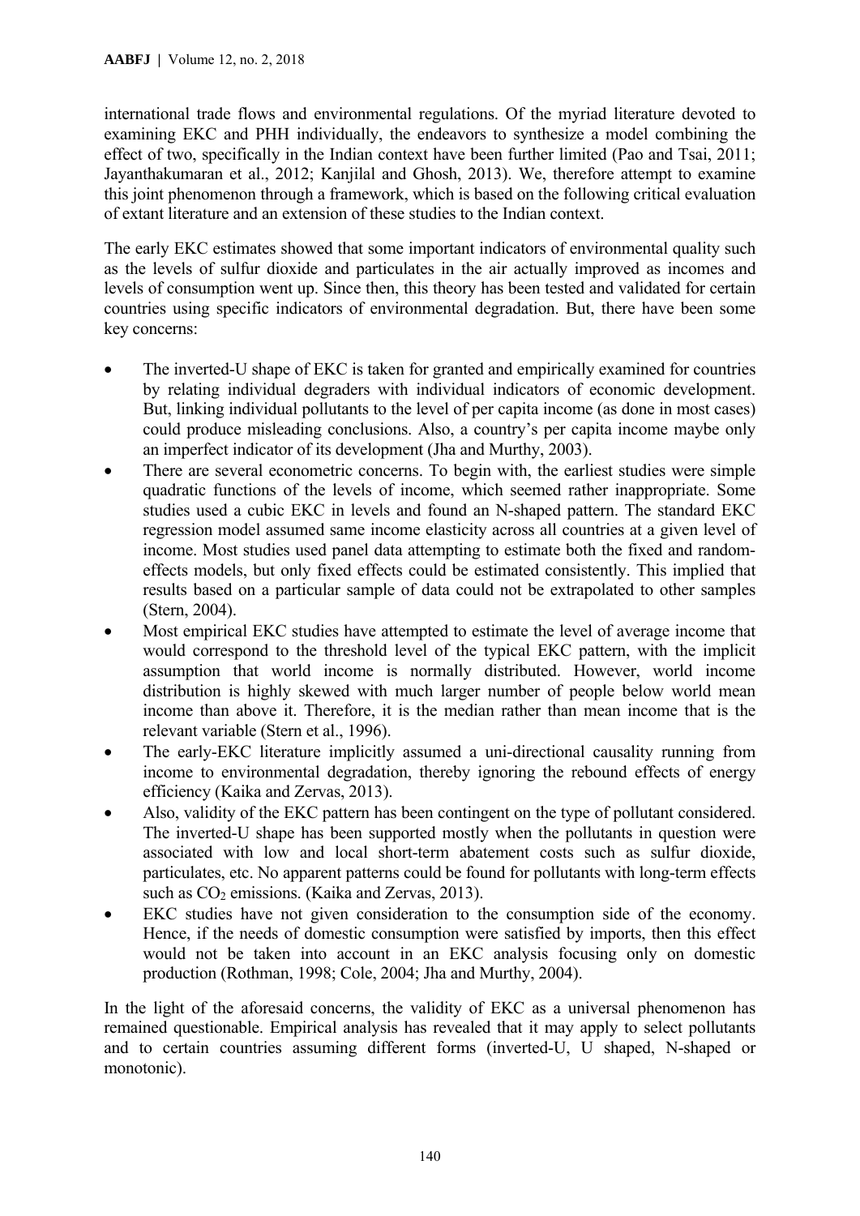international trade flows and environmental regulations. Of the myriad literature devoted to examining EKC and PHH individually, the endeavors to synthesize a model combining the effect of two, specifically in the Indian context have been further limited (Pao and Tsai, 2011; Jayanthakumaran et al., 2012; Kanjilal and Ghosh, 2013). We, therefore attempt to examine this joint phenomenon through a framework, which is based on the following critical evaluation of extant literature and an extension of these studies to the Indian context.

The early EKC estimates showed that some important indicators of environmental quality such as the levels of sulfur dioxide and particulates in the air actually improved as incomes and levels of consumption went up. Since then, this theory has been tested and validated for certain countries using specific indicators of environmental degradation. But, there have been some key concerns:

- The inverted-U shape of EKC is taken for granted and empirically examined for countries by relating individual degraders with individual indicators of economic development. But, linking individual pollutants to the level of per capita income (as done in most cases) could produce misleading conclusions. Also, a country's per capita income maybe only an imperfect indicator of its development (Jha and Murthy, 2003).
- There are several econometric concerns. To begin with, the earliest studies were simple quadratic functions of the levels of income, which seemed rather inappropriate. Some studies used a cubic EKC in levels and found an N-shaped pattern. The standard EKC regression model assumed same income elasticity across all countries at a given level of income. Most studies used panel data attempting to estimate both the fixed and random-effects models, but only fixed effects could be estimated consistently. This implied that results based on a particular sample of data could not be extrapolated to other samples (Stern, 2004).
- Most empirical EKC studies have attempted to estimate the level of average income that would correspond to the threshold level of the typical EKC pattern, with the implicit assumption that world income is normally distributed. However, world income distribution is highly skewed with much larger number of people below world mean income than above it. Therefore, it is the median rather than mean income that is the relevant variable (Stern et al., 1996).
- The early-EKC literature implicitly assumed a uni-directional causality running from income to environmental degradation, thereby ignoring the rebound effects of energy efficiency (Kaika and Zervas, 2013).
- Also, validity of the EKC pattern has been contingent on the type of pollutant considered. The inverted-U shape has been supported mostly when the pollutants in question were associated with low and local short-term abatement costs such as sulfur dioxide, particulates, etc. No apparent patterns could be found for pollutants with long-term effects such as $CO_2$ emissions. (Kaika and Zervas, 2013).
- EKC studies have not given consideration to the consumption side of the economy. Hence, if the needs of domestic consumption were satisfied by imports, then this effect would not be taken into account in an EKC analysis focusing only on domestic production (Rothman, 1998; Cole, 2004; Jha and Murthy, 2004).

In the light of the aforesaid concerns, the validity of EKC as a universal phenomenon has remained questionable. Empirical analysis has revealed that it may apply to select pollutants and to certain countries assuming different forms (inverted-U, U shaped, N-shaped or monotonic).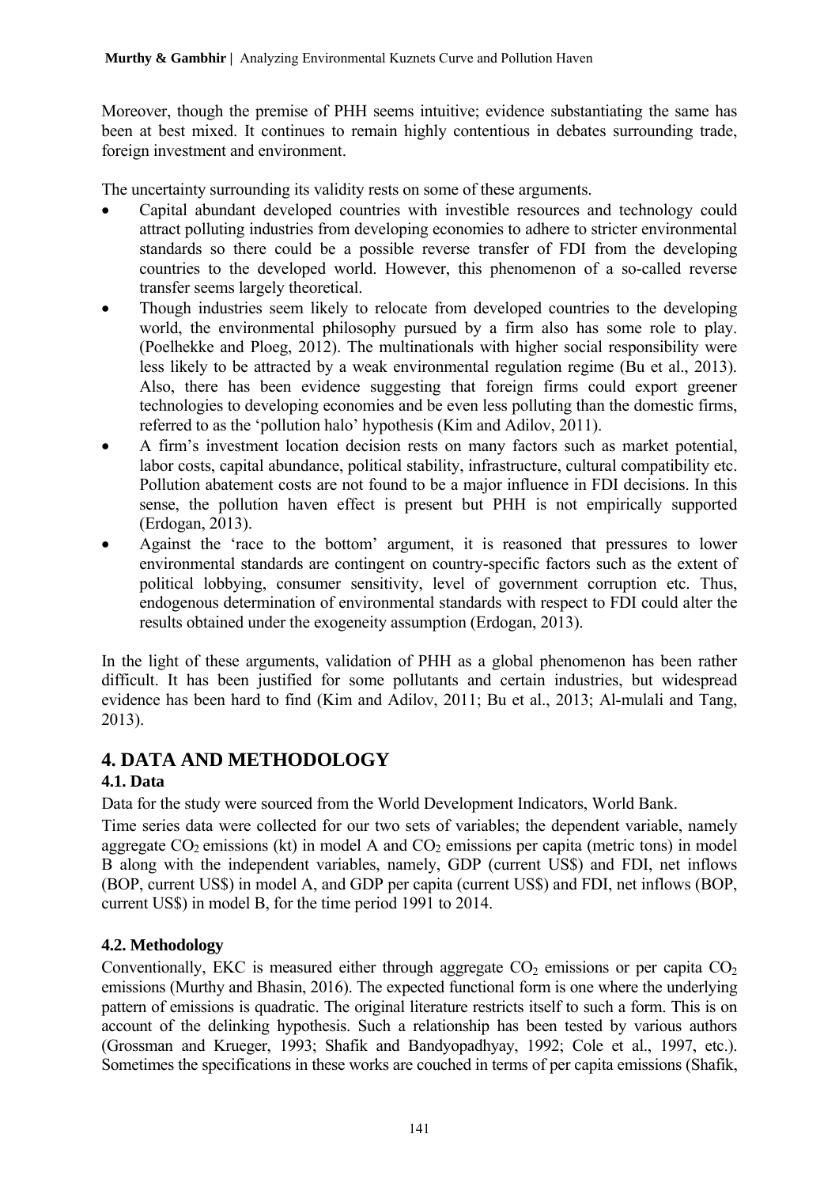Moreover, though the premise of PHH seems intuitive; evidence substantiating the same has been at best mixed. It continues to remain highly contentious in debates surrounding trade, foreign investment and environment.

The uncertainty surrounding its validity rests on some of these arguments.

- Capital abundant developed countries with investible resources and technology could attract polluting industries from developing economies to adhere to stricter environmental standards so there could be a possible reverse transfer of FDI from the developing countries to the developed world. However, this phenomenon of a so-called reverse transfer seems largely theoretical.
- Though industries seem likely to relocate from developed countries to the developing world, the environmental philosophy pursued by a firm also has some role to play. (Poelhekke and Ploeg, 2012). The multinationals with higher social responsibility were less likely to be attracted by a weak environmental regulation regime (Bu et al., 2013). Also, there has been evidence suggesting that foreign firms could export greener technologies to developing economies and be even less polluting than the domestic firms, referred to as the 'pollution halo' hypothesis (Kim and Adilov, 2011).
- A firm's investment location decision rests on many factors such as market potential, labor costs, capital abundance, political stability, infrastructure, cultural compatibility etc. Pollution abatement costs are not found to be a major influence in FDI decisions. In this sense, the pollution haven effect is present but PHH is not empirically supported (Erdogan, 2013).
- Against the 'race to the bottom' argument, it is reasoned that pressures to lower environmental standards are contingent on country-specific factors such as the extent of political lobbying, consumer sensitivity, level of government corruption etc. Thus, endogenous determination of environmental standards with respect to FDI could alter the results obtained under the exogeneity assumption (Erdogan, 2013).

In the light of these arguments, validation of PHH as a global phenomenon has been rather difficult. It has been justified for some pollutants and certain industries, but widespread evidence has been hard to find (Kim and Adilov, 2011; Bu et al., 2013; Al-mulali and Tang, 2013).

# 4. DATA AND METHODOLOGY

## 4.1. Data

Data for the study were sourced from the World Development Indicators, World Bank.

Time series data were collected for our two sets of variables; the dependent variable, namely aggregate $CO_2$ emissions (kt) in model A and $CO_2$ emissions per capita (metric tons) in model B along with the independent variables, namely, GDP (current US$) and FDI, net inflows (BOP, current US$) in model A, and GDP per capita (current US$) and FDI, net inflows (BOP, current US$) in model B, for the time period 1991 to 2014.

## 4.2. Methodology

Conventionally, EKC is measured either through aggregate $CO_2$ emissions or per capita $CO_2$ emissions (Murthy and Bhasin, 2016). The expected functional form is one where the underlying pattern of emissions is quadratic. The original literature restricts itself to such a form. This is on account of the delinking hypothesis. Such a relationship has been tested by various authors (Grossman and Krueger, 1993; Shafik and Bandyopadhyay, 1992; Cole et al., 1997, etc.). Sometimes the specifications in these works are couched in terms of per capita emissions (Shafik,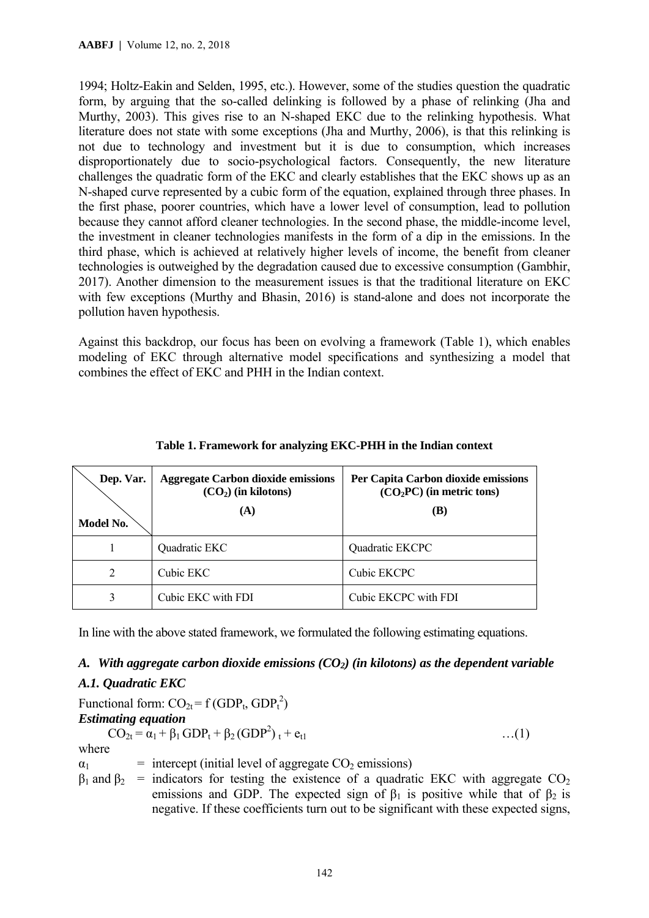1994; Holtz-Eakin and Selden, 1995, etc.). However, some of the studies question the quadratic form, by arguing that the so-called delinking is followed by a phase of relinking (Jha and Murthy, 2003). This gives rise to an N-shaped EKC due to the relinking hypothesis. What literature does not state with some exceptions (Jha and Murthy, 2006), is that this relinking is not due to technology and investment but it is due to consumption, which increases disproportionately due to socio-psychological factors. Consequently, the new literature challenges the quadratic form of the EKC and clearly establishes that the EKC shows up as an N-shaped curve represented by a cubic form of the equation, explained through three phases. In the first phase, poorer countries, which have a lower level of consumption, lead to pollution because they cannot afford cleaner technologies. In the second phase, the middle-income level, the investment in cleaner technologies manifests in the form of a dip in the emissions. In the third phase, which is achieved at relatively higher levels of income, the benefit from cleaner technologies is outweighed by the degradation caused due to excessive consumption (Gambhir, 2017). Another dimension to the measurement issues is that the traditional literature on EKC with few exceptions (Murthy and Bhasin, 2016) is stand-alone and does not incorporate the pollution haven hypothesis.

Against this backdrop, our focus has been on evolving a framework (Table 1), which enables modeling of EKC through alternative model specifications and synthesizing a model that combines the effect of EKC and PHH in the Indian context.

**Table 1. Framework for analyzing EKC-PHH in the Indian context**

| Dep. Var. / Model No. | Aggregate Carbon dioxide emissions ($CO_2$) (in kilotons) (A) | Per Capita Carbon dioxide emissions ($CO_2PC$) (in metric tons) (B) |
|---|---|---|
| 1 | Quadratic EKC | Quadratic EKCPC |
| 2 | Cubic EKC | Cubic EKCPC |
| 3 | Cubic EKC with FDI | Cubic EKCPC with FDI |

In line with the above stated framework, we formulated the following estimating equations.

### *A. With aggregate carbon dioxide emissions ($CO_2$) (in kilotons) as the dependent variable*

#### *A.1. Quadratic EKC*

Functional form: $CO_{2t} = f(GDP_t, GDP_t^2)$

***Estimating equation***

$$CO_{2t} = \alpha_1 + \beta_1 GDP_t + \beta_2 (GDP^2)_t + e_{t1} \qquad \ldots(1)$$

where

$\alpha_1$ = intercept (initial level of aggregate $CO_2$ emissions)

$\beta_1$ and $\beta_2$ = indicators for testing the existence of a quadratic EKC with aggregate $CO_2$ emissions and GDP. The expected sign of $\beta_1$ is positive while that of $\beta_2$ is negative. If these coefficients turn out to be significant with these expected signs,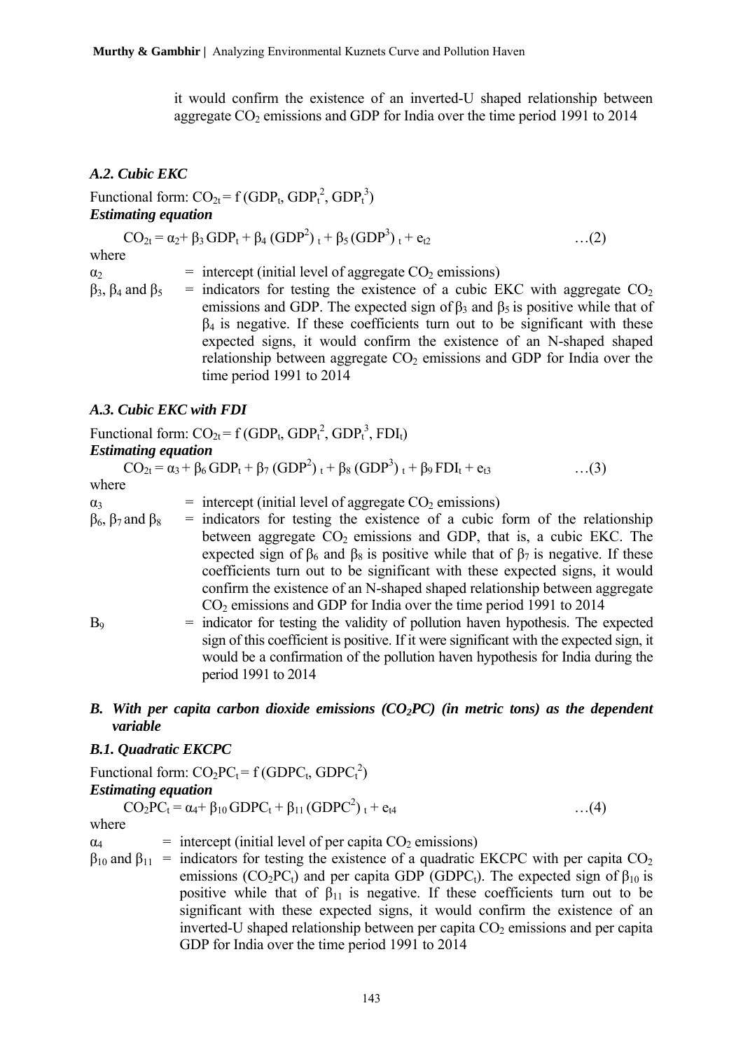it would confirm the existence of an inverted-U shaped relationship between aggregate $CO_2$ emissions and GDP for India over the time period 1991 to 2014

### *A.2. Cubic EKC*

Functional form: $CO_{2t} = f(GDP_t, GDP_t^2, GDP_t^3)$

***Estimating equation***

$$CO_{2t} = \alpha_2 + \beta_3 GDP_t + \beta_4 (GDP^2)_t + \beta_5 (GDP^3)_t + e_{t2} \qquad \ldots(2)$$

where

$\alpha_2$ = intercept (initial level of aggregate $CO_2$ emissions)

$\beta_3$, $\beta_4$ and $\beta_5$ = indicators for testing the existence of a cubic EKC with aggregate $CO_2$ emissions and GDP. The expected sign of $\beta_3$ and $\beta_5$ is positive while that of $\beta_4$ is negative. If these coefficients turn out to be significant with these expected signs, it would confirm the existence of an N-shaped shaped relationship between aggregate $CO_2$ emissions and GDP for India over the time period 1991 to 2014

### *A.3. Cubic EKC with FDI*

Functional form: $CO_{2t} = f(GDP_t, GDP_t^2, GDP_t^3, FDI_t)$

***Estimating equation***

$$CO_{2t} = \alpha_3 + \beta_6 GDP_t + \beta_7 (GDP^2)_t + \beta_8 (GDP^3)_t + \beta_9 FDI_t + e_{t3} \qquad \ldots(3)$$

where

$\alpha_3$ = intercept (initial level of aggregate $CO_2$ emissions)

$\beta_6$, $\beta_7$ and $\beta_8$ = indicators for testing the existence of a cubic form of the relationship between aggregate $CO_2$ emissions and GDP, that is, a cubic EKC. The expected sign of $\beta_6$ and $\beta_8$ is positive while that of $\beta_7$ is negative. If these coefficients turn out to be significant with these expected signs, it would confirm the existence of an N-shaped shaped relationship between aggregate $CO_2$ emissions and GDP for India over the time period 1991 to 2014

$B_9$ = indicator for testing the validity of pollution haven hypothesis. The expected sign of this coefficient is positive. If it were significant with the expected sign, it would be a confirmation of the pollution haven hypothesis for India during the period 1991 to 2014

## *B. With per capita carbon dioxide emissions ($CO_2PC$) (in metric tons) as the dependent variable*

### *B.1. Quadratic EKCPC*

Functional form: $CO_2PC_t = f(GDPC_t, GDPC_t^2)$

***Estimating equation***

$$CO_2PC_t = \alpha_4 + \beta_{10} GDPC_t + \beta_{11} (GDPC^2)_t + e_{t4} \qquad \ldots(4)$$

where

$\alpha_4$ = intercept (initial level of per capita $CO_2$ emissions)

$\beta_{10}$ and $\beta_{11}$ = indicators for testing the existence of a quadratic EKCPC with per capita $CO_2$ emissions ($CO_2PC_t$) and per capita GDP ($GDPC_t$). The expected sign of $\beta_{10}$ is positive while that of $\beta_{11}$ is negative. If these coefficients turn out to be significant with these expected signs, it would confirm the existence of an inverted-U shaped relationship between per capita $CO_2$ emissions and per capita GDP for India over the time period 1991 to 2014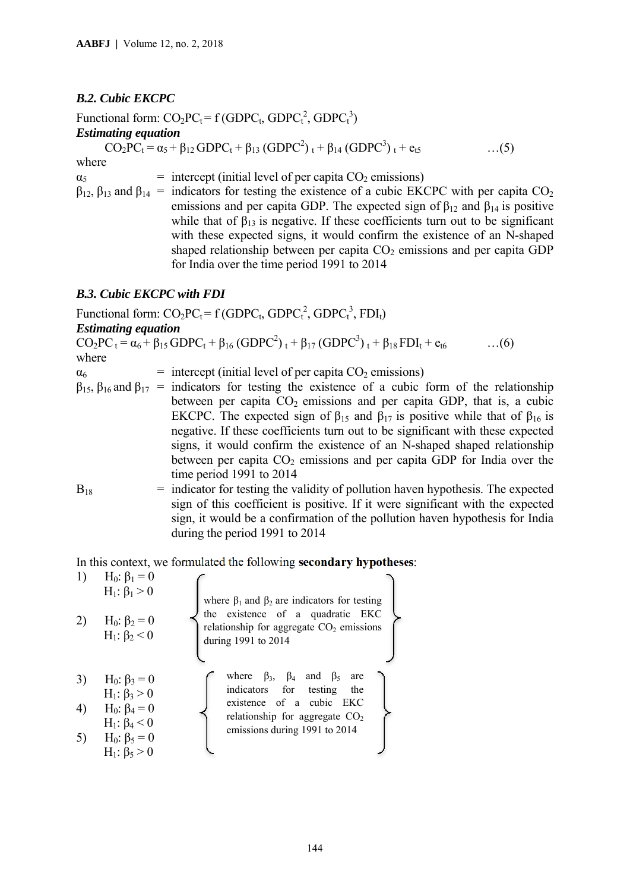### *B.2. Cubic EKCPC*

Functional form: $CO_2PC_t = f(GDPC_t, GDPC_t^2, GDPC_t^3)$

***Estimating equation***

$$CO_2PC_t = \alpha_5 + \beta_{12} GDPC_t + \beta_{13} (GDPC^2)_t + \beta_{14} (GDPC^3)_t + e_{t5} \quad \ldots(5)$$

where

$\alpha_5$ = intercept (initial level of per capita $CO_2$ emissions)

$\beta_{12}$, $\beta_{13}$ and $\beta_{14}$ = indicators for testing the existence of a cubic EKCPC with per capita $CO_2$ emissions and per capita GDP. The expected sign of $\beta_{12}$ and $\beta_{14}$ is positive while that of $\beta_{13}$ is negative. If these coefficients turn out to be significant with these expected signs, it would confirm the existence of an N-shaped shaped relationship between per capita $CO_2$ emissions and per capita GDP for India over the time period 1991 to 2014

### *B.3. Cubic EKCPC with FDI*

Functional form: $CO_2PC_t = f(GDPC_t, GDPC_t^2, GDPC_t^3, FDI_t)$

***Estimating equation***

$$CO_2PC_t = \alpha_6 + \beta_{15} GDPC_t + \beta_{16} (GDPC^2)_t + \beta_{17} (GDPC^3)_t + \beta_{18} FDI_t + e_{t6} \quad \ldots(6)$$

where

$\alpha_6$ = intercept (initial level of per capita $CO_2$ emissions)

$\beta_{15}$, $\beta_{16}$ and $\beta_{17}$ = indicators for testing the existence of a cubic form of the relationship between per capita $CO_2$ emissions and per capita GDP, that is, a cubic EKCPC. The expected sign of $\beta_{15}$ and $\beta_{17}$ is positive while that of $\beta_{16}$ is negative. If these coefficients turn out to be significant with these expected signs, it would confirm the existence of an N-shaped shaped relationship between per capita $CO_2$ emissions and per capita GDP for India over the time period 1991 to 2014

$B_{18}$ = indicator for testing the validity of pollution haven hypothesis. The expected sign of this coefficient is positive. If it were significant with the expected sign, it would be a confirmation of the pollution haven hypothesis for India during the period 1991 to 2014

In this context, we formulated the following **secondary hypotheses**:

1) $H_0: \beta_1 = 0$
   $H_1: \beta_1 > 0$
2) $H_0: \beta_2 = 0$
   $H_1: \beta_2 < 0$

where $\beta_1$ and $\beta_2$ are indicators for testing the existence of a quadratic EKC relationship for aggregate $CO_2$ emissions during 1991 to 2014

3) $H_0: \beta_3 = 0$
   $H_1: \beta_3 > 0$
4) $H_0: \beta_4 = 0$
   $H_1: \beta_4 < 0$
5) $H_0: \beta_5 = 0$
   $H_1: \beta_5 > 0$

where $\beta_3$, $\beta_4$ and $\beta_5$ are indicators for testing the existence of a cubic EKC relationship for aggregate $CO_2$ emissions during 1991 to 2014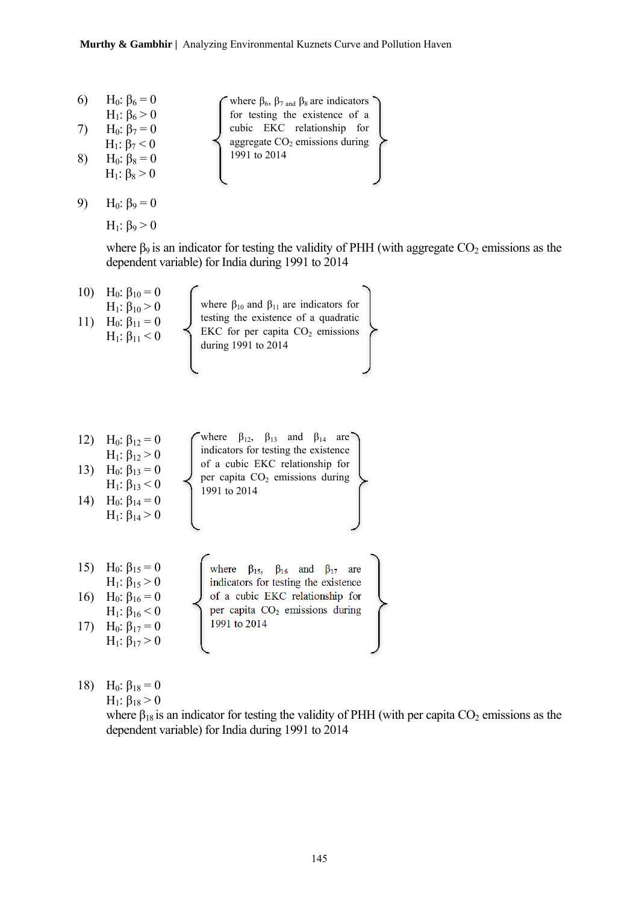6) $H_0: \beta_6 = 0$
   $H_1: \beta_6 > 0$

7) $H_0: \beta_7 = 0$
   $H_1: \beta_7 < 0$

8) $H_0: \beta_8 = 0$
   $H_1: \beta_8 > 0$

where $\beta_6$, $\beta_7$ and $\beta_8$ are indicators for testing the existence of a cubic EKC relationship for aggregate $CO_2$ emissions during 1991 to 2014

9) $H_0: \beta_9 = 0$
   $H_1: \beta_9 > 0$

where $\beta_9$ is an indicator for testing the validity of PHH (with aggregate $CO_2$ emissions as the dependent variable) for India during 1991 to 2014

10) $H_0: \beta_{10} = 0$
    $H_1: \beta_{10} > 0$

11) $H_0: \beta_{11} = 0$
    $H_1: \beta_{11} < 0$

where $\beta_{10}$ and $\beta_{11}$ are indicators for testing the existence of a quadratic EKC for per capita $CO_2$ emissions during 1991 to 2014

12) $H_0: \beta_{12} = 0$
    $H_1: \beta_{12} > 0$

13) $H_0: \beta_{13} = 0$
    $H_1: \beta_{13} < 0$

14) $H_0: \beta_{14} = 0$
    $H_1: \beta_{14} > 0$

where $\beta_{12}$, $\beta_{13}$ and $\beta_{14}$ are indicators for testing the existence of a cubic EKC relationship for per capita $CO_2$ emissions during 1991 to 2014

15) $H_0: \beta_{15} = 0$
    $H_1: \beta_{15} > 0$

16) $H_0: \beta_{16} = 0$
    $H_1: \beta_{16} < 0$

17) $H_0: \beta_{17} = 0$
    $H_1: \beta_{17} > 0$

where $\beta_{15}$, $\beta_{16}$ and $\beta_{17}$ are indicators for testing the existence of a cubic EKC relationship for per capita $CO_2$ emissions during 1991 to 2014

18) $H_0: \beta_{18} = 0$
    $H_1: \beta_{18} > 0$

where $\beta_{18}$ is an indicator for testing the validity of PHH (with per capita $CO_2$ emissions as the dependent variable) for India during 1991 to 2014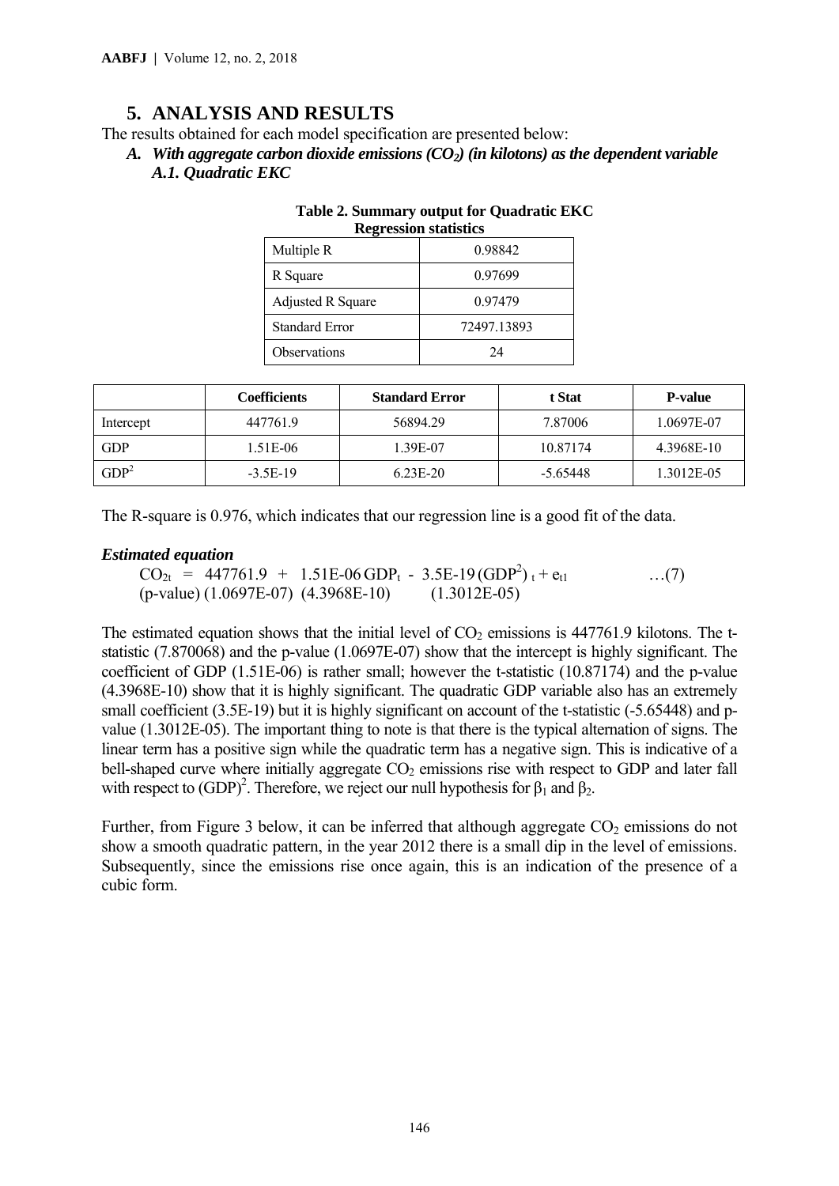# 5. ANALYSIS AND RESULTS

The results obtained for each model specification are presented below:

***A. With aggregate carbon dioxide emissions ($CO_2$) (in kilotons) as the dependent variable***

***A.1. Quadratic EKC***

**Table 2. Summary output for Quadratic EKC**

**Regression statistics**

| | |
|---|---|
| Multiple R | 0.98842 |
| R Square | 0.97699 |
| Adjusted R Square | 0.97479 |
| Standard Error | 72497.13893 |
| Observations | 24 |

| | Coefficients | Standard Error | t Stat | P-value |
|---|---|---|---|---|
| Intercept | 447761.9 | 56894.29 | 7.87006 | 1.0697E-07 |
| GDP | 1.51E-06 | 1.39E-07 | 10.87174 | 4.3968E-10 |
| $GDP^2$ | -3.5E-19 | 6.23E-20 | -5.65448 | 1.3012E-05 |

The R-square is 0.976, which indicates that our regression line is a good fit of the data.

***Estimated equation***

$$CO_{2t} = 447761.9 + 1.51E\text{-}06\, GDP_t - 3.5E\text{-}19\, (GDP^2)_t + e_{t1} \qquad \ldots(7)$$

(p-value) (1.0697E-07) (4.3968E-10) (1.3012E-05)

The estimated equation shows that the initial level of $CO_2$ emissions is 447761.9 kilotons. The t-statistic (7.870068) and the p-value (1.0697E-07) show that the intercept is highly significant. The coefficient of GDP (1.51E-06) is rather small; however the t-statistic (10.87174) and the p-value (4.3968E-10) show that it is highly significant. The quadratic GDP variable also has an extremely small coefficient (3.5E-19) but it is highly significant on account of the t-statistic (-5.65448) and p-value (1.3012E-05). The important thing to note is that there is the typical alternation of signs. The linear term has a positive sign while the quadratic term has a negative sign. This is indicative of a bell-shaped curve where initially aggregate $CO_2$ emissions rise with respect to GDP and later fall with respect to $(GDP)^2$. Therefore, we reject our null hypothesis for $\beta_1$ and $\beta_2$.

Further, from Figure 3 below, it can be inferred that although aggregate $CO_2$ emissions do not show a smooth quadratic pattern, in the year 2012 there is a small dip in the level of emissions. Subsequently, since the emissions rise once again, this is an indication of the presence of a cubic form.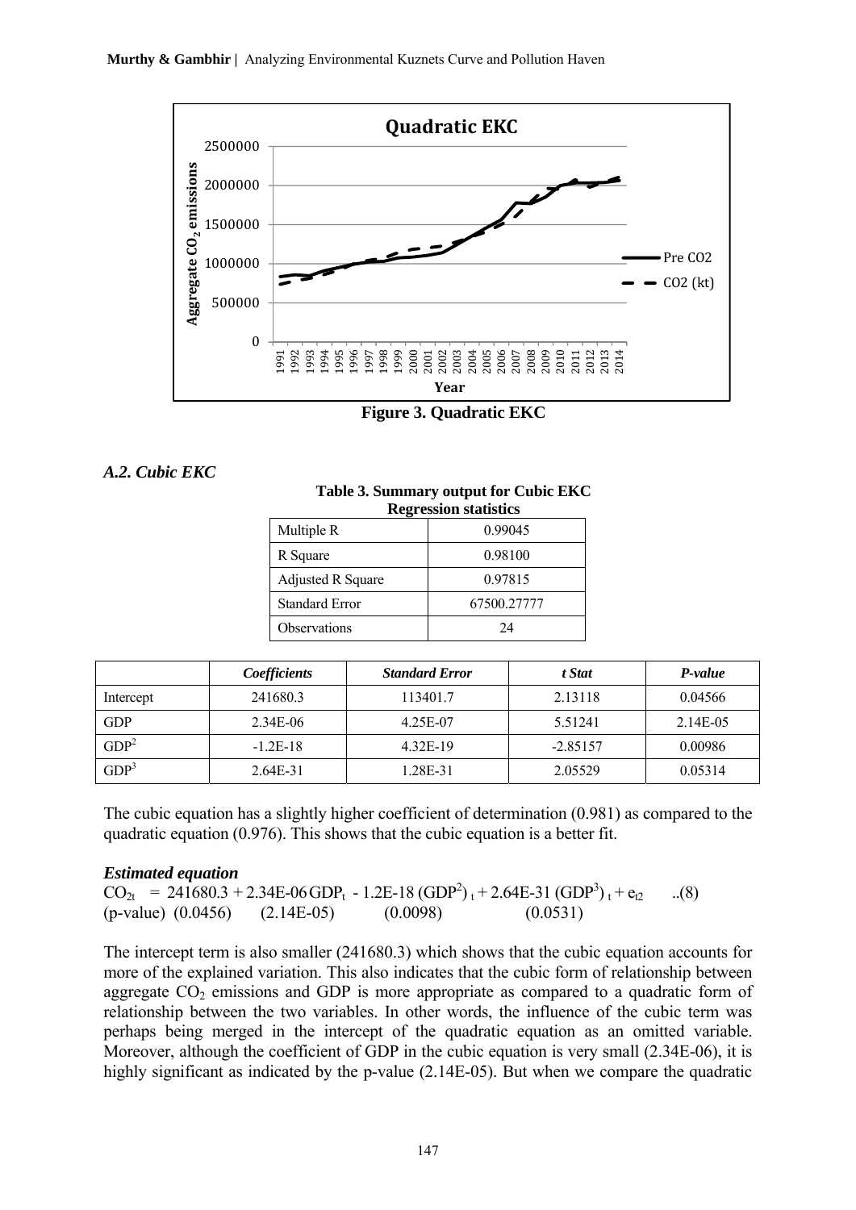Figure 3. Quadratic EKC

### *A.2. Cubic EKC*

**Table 3. Summary output for Cubic EKC**

**Regression statistics**

| | |
|---|---|
| Multiple R | 0.99045 |
| R Square | 0.98100 |
| Adjusted R Square | 0.97815 |
| Standard Error | 67500.27777 |
| Observations | 24 |

| | *Coefficients* | *Standard Error* | *t Stat* | *P-value* |
|---|---|---|---|---|
| Intercept | 241680.3 | 113401.7 | 2.13118 | 0.04566 |
| GDP | 2.34E-06 | 4.25E-07 | 5.51241 | 2.14E-05 |
| $GDP^2$ | -1.2E-18 | 4.32E-19 | -2.85157 | 0.00986 |
| $GDP^3$ | 2.64E-31 | 1.28E-31 | 2.05529 | 0.05314 |

The cubic equation has a slightly higher coefficient of determination (0.981) as compared to the quadratic equation (0.976). This shows that the cubic equation is a better fit.

***Estimated equation***

$$CO_{2t} = 241680.3 + 2.34E\text{-}06\, GDP_t - 1.2E\text{-}18\, (GDP^2)_t + 2.64E\text{-}31\, (GDP^3)_t + e_{t2} \quad ..(8)$$

(p-value) (0.0456) (2.14E-05) (0.0098) (0.0531)

The intercept term is also smaller (241680.3) which shows that the cubic equation accounts for more of the explained variation. This also indicates that the cubic form of relationship between aggregate $CO_2$ emissions and GDP is more appropriate as compared to a quadratic form of relationship between the two variables. In other words, the influence of the cubic term was perhaps being merged in the intercept of the quadratic equation as an omitted variable. Moreover, although the coefficient of GDP in the cubic equation is very small (2.34E-06), it is highly significant as indicated by the p-value (2.14E-05). But when we compare the quadratic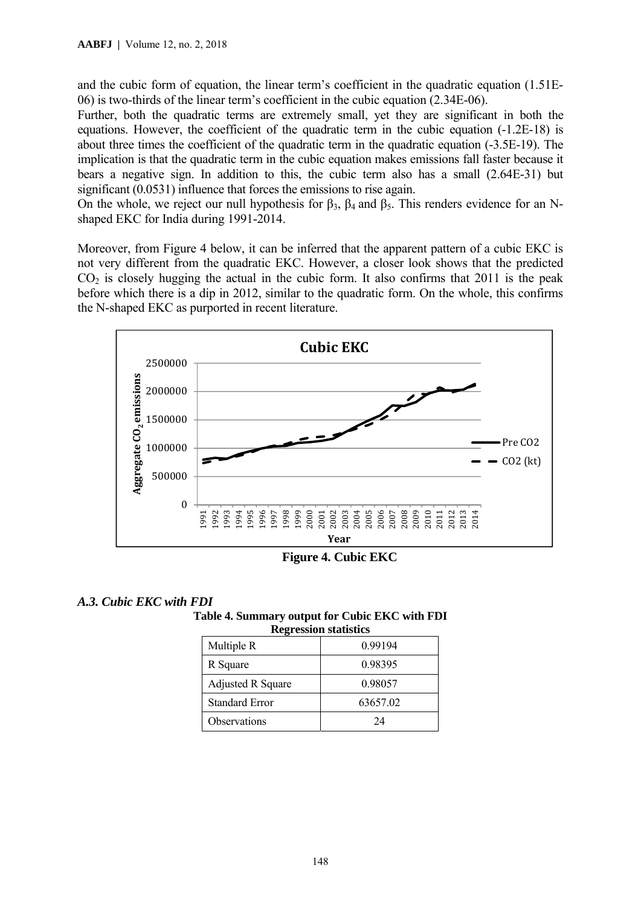and the cubic form of equation, the linear term's coefficient in the quadratic equation (1.51E-06) is two-thirds of the linear term's coefficient in the cubic equation (2.34E-06).

Further, both the quadratic terms are extremely small, yet they are significant in both the equations. However, the coefficient of the quadratic term in the cubic equation (-1.2E-18) is about three times the coefficient of the quadratic term in the quadratic equation (-3.5E-19). The implication is that the quadratic term in the cubic equation makes emissions fall faster because it bears a negative sign. In addition to this, the cubic term also has a small (2.64E-31) but significant (0.0531) influence that forces the emissions to rise again.

On the whole, we reject our null hypothesis for $\beta_3$, $\beta_4$ and $\beta_5$. This renders evidence for an N-shaped EKC for India during 1991-2014.

Moreover, from Figure 4 below, it can be inferred that the apparent pattern of a cubic EKC is not very different from the quadratic EKC. However, a closer look shows that the predicted $CO_2$ is closely hugging the actual in the cubic form. It also confirms that 2011 is the peak before which there is a dip in 2012, similar to the quadratic form. On the whole, this confirms the N-shaped EKC as purported in recent literature.

**Figure 4. Cubic EKC**

### *A.3. Cubic EKC with FDI*

**Table 4. Summary output for Cubic EKC with FDI**

| Regression statistics | |
|---|---|
| Multiple R | 0.99194 |
| R Square | 0.98395 |
| Adjusted R Square | 0.98057 |
| Standard Error | 63657.02 |
| Observations | 24 |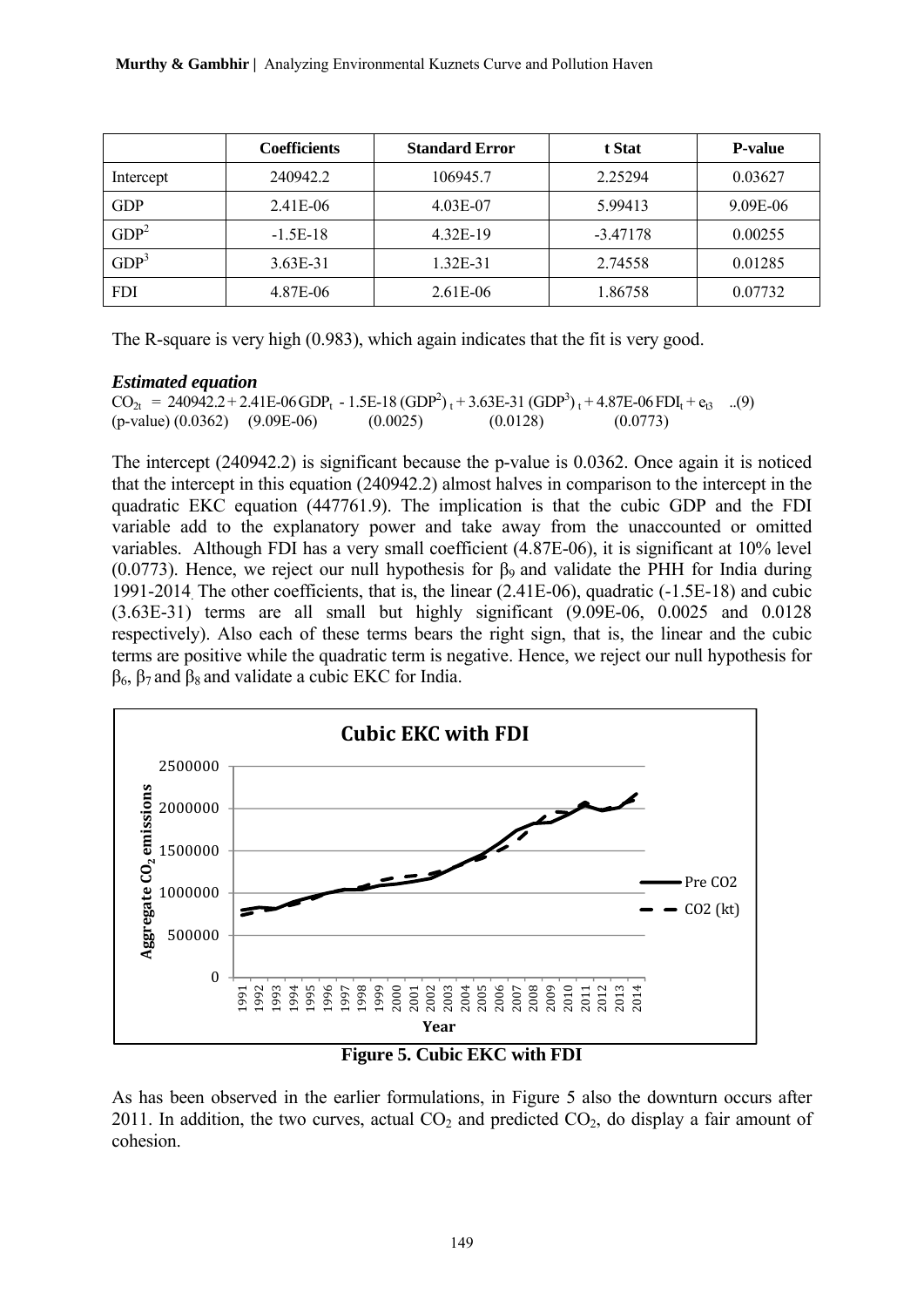|  | Coefficients | Standard Error | t Stat | P-value |
| --- | --- | --- | --- | --- |
| Intercept | 240942.2 | 106945.7 | 2.25294 | 0.03627 |
| GDP | 2.41E-06 | 4.03E-07 | 5.99413 | 9.09E-06 |
| $GDP^2$ | -1.5E-18 | 4.32E-19 | -3.47178 | 0.00255 |
| $GDP^3$ | 3.63E-31 | 1.32E-31 | 2.74558 | 0.01285 |
| FDI | 4.87E-06 | 2.61E-06 | 1.86758 | 0.07732 |

The R-square is very high (0.983), which again indicates that the fit is very good.

***Estimated equation***

$$CO_{2t} = 240942.2 + 2.41E\text{-}06\,GDP_t - 1.5E\text{-}18\,(GDP^2)_t + 3.63E\text{-}31\,(GDP^3)_t + 4.87E\text{-}06\,FDI_t + e_{t3} \quad ..(9)$$

(p-value) (0.0362) (9.09E-06) (0.0025) (0.0128) (0.0773)

The intercept (240942.2) is significant because the p-value is 0.0362. Once again it is noticed that the intercept in this equation (240942.2) almost halves in comparison to the intercept in the quadratic EKC equation (447761.9). The implication is that the cubic GDP and the FDI variable add to the explanatory power and take away from the unaccounted or omitted variables. Although FDI has a very small coefficient (4.87E-06), it is significant at 10% level (0.0773). Hence, we reject our null hypothesis for $\beta_9$ and validate the PHH for India during 1991-2014. The other coefficients, that is, the linear (2.41E-06), quadratic (-1.5E-18) and cubic (3.63E-31) terms are all small but highly significant (9.09E-06, 0.0025 and 0.0128 respectively). Also each of these terms bears the right sign, that is, the linear and the cubic terms are positive while the quadratic term is negative. Hence, we reject our null hypothesis for $\beta_6$, $\beta_7$ and $\beta_8$ and validate a cubic EKC for India.

**Figure 5. Cubic EKC with FDI**

As has been observed in the earlier formulations, in Figure 5 also the downturn occurs after 2011. In addition, the two curves, actual $CO_2$ and predicted $CO_2$, do display a fair amount of cohesion.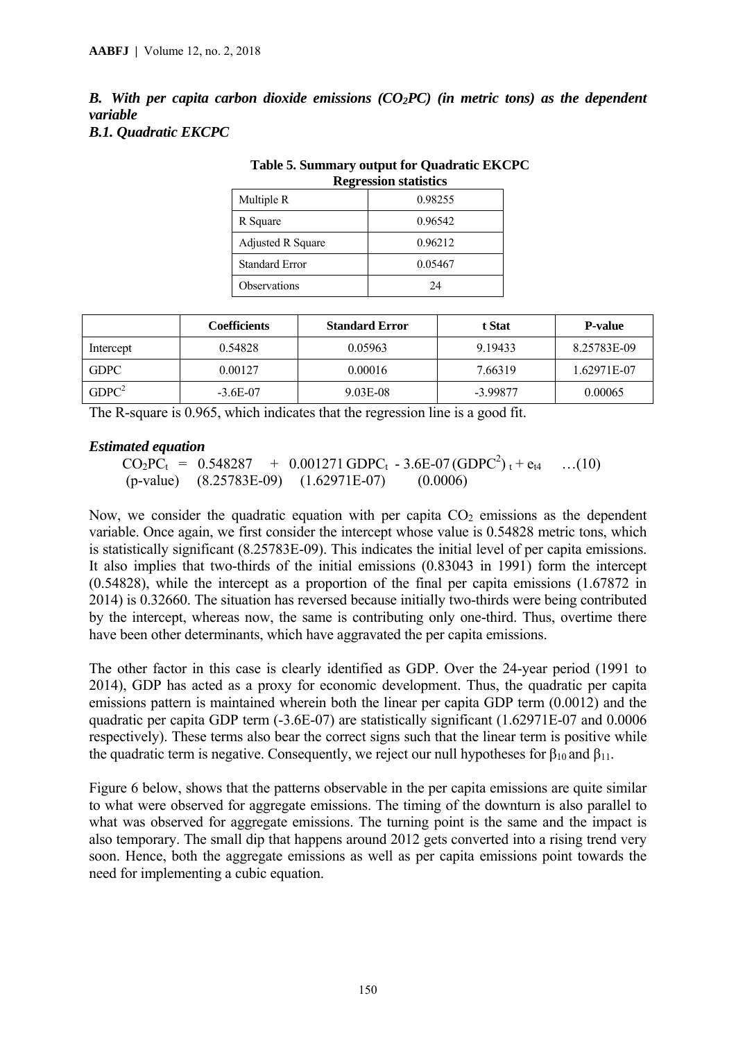### *B. With per capita carbon dioxide emissions ($CO_2PC$) (in metric tons) as the dependent variable*

### *B.1. Quadratic EKCPC*

**Table 5. Summary output for Quadratic EKCPC**

**Regression statistics**

| | |
|---|---|
| Multiple R | 0.98255 |
| R Square | 0.96542 |
| Adjusted R Square | 0.96212 |
| Standard Error | 0.05467 |
| Observations | 24 |

| | Coefficients | Standard Error | t Stat | P-value |
|---|---|---|---|---|
| Intercept | 0.54828 | 0.05963 | 9.19433 | 8.25783E-09 |
| GDPC | 0.00127 | 0.00016 | 7.66319 | 1.62971E-07 |
| $GDPC^2$ | -3.6E-07 | 9.03E-08 | -3.99877 | 0.00065 |

The R-square is 0.965, which indicates that the regression line is a good fit.

***Estimated equation***

$$CO_2PC_t = 0.548287 + 0.001271\, GDPC_t - 3.6E\text{-}07\, (GDPC^2)_t + e_{t4} \quad \ldots(10)$$

(p-value) (8.25783E-09) (1.62971E-07) (0.0006)

Now, we consider the quadratic equation with per capita $CO_2$ emissions as the dependent variable. Once again, we first consider the intercept whose value is 0.54828 metric tons, which is statistically significant (8.25783E-09). This indicates the initial level of per capita emissions. It also implies that two-thirds of the initial emissions (0.83043 in 1991) form the intercept (0.54828), while the intercept as a proportion of the final per capita emissions (1.67872 in 2014) is 0.32660. The situation has reversed because initially two-thirds were being contributed by the intercept, whereas now, the same is contributing only one-third. Thus, overtime there have been other determinants, which have aggravated the per capita emissions.

The other factor in this case is clearly identified as GDP. Over the 24-year period (1991 to 2014), GDP has acted as a proxy for economic development. Thus, the quadratic per capita emissions pattern is maintained wherein both the linear per capita GDP term (0.0012) and the quadratic per capita GDP term (-3.6E-07) are statistically significant (1.62971E-07 and 0.0006 respectively). These terms also bear the correct signs such that the linear term is positive while the quadratic term is negative. Consequently, we reject our null hypotheses for $\beta_{10}$ and $\beta_{11}$.

Figure 6 below, shows that the patterns observable in the per capita emissions are quite similar to what were observed for aggregate emissions. The timing of the downturn is also parallel to what was observed for aggregate emissions. The turning point is the same and the impact is also temporary. The small dip that happens around 2012 gets converted into a rising trend very soon. Hence, both the aggregate emissions as well as per capita emissions point towards the need for implementing a cubic equation.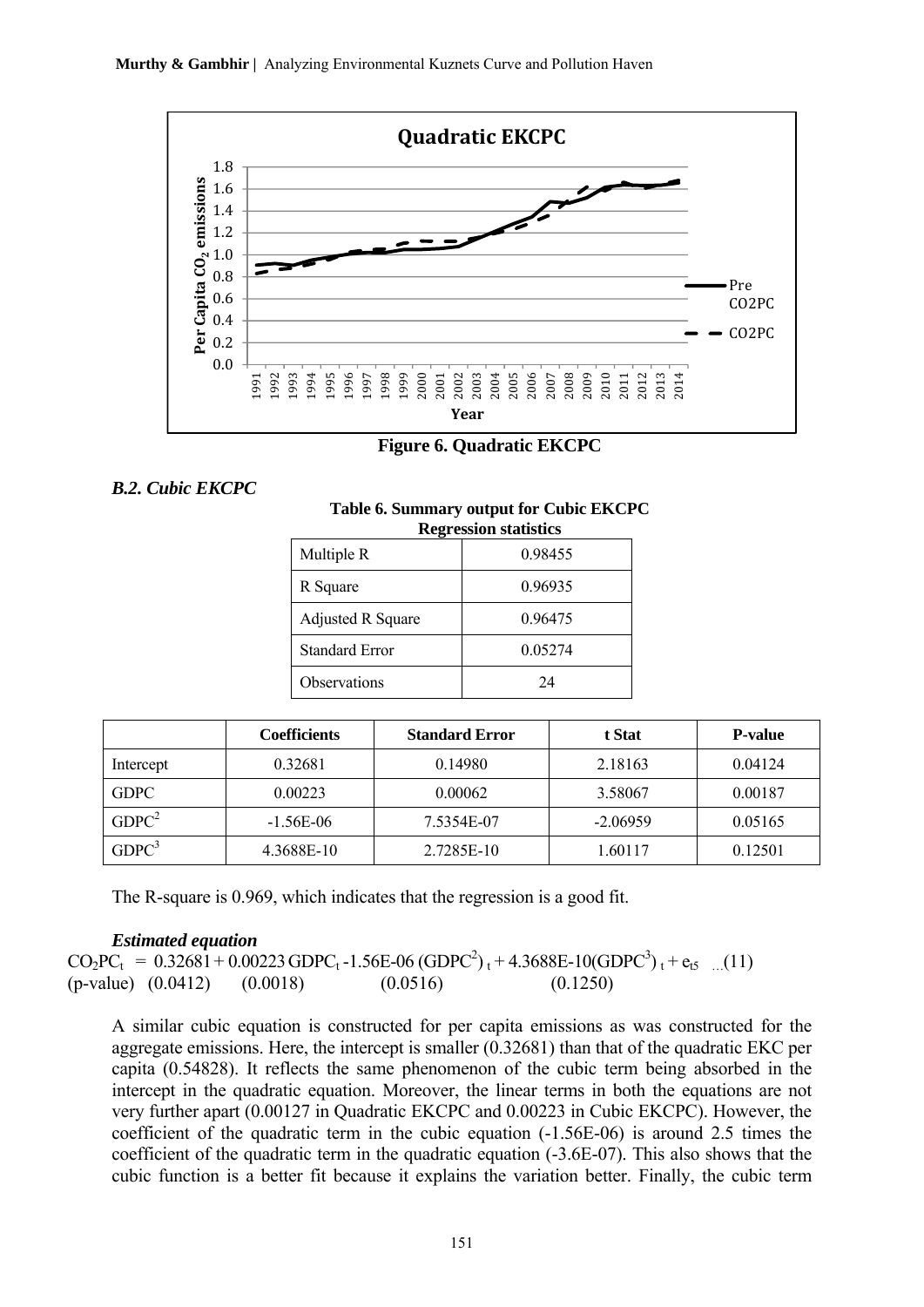**Figure 6. Quadratic EKCPC**

### *B.2. Cubic EKCPC*

**Table 6. Summary output for Cubic EKCPC**

**Regression statistics**

| | |
|---|---|
| Multiple R | 0.98455 |
| R Square | 0.96935 |
| Adjusted R Square | 0.96475 |
| Standard Error | 0.05274 |
| Observations | 24 |

| | Coefficients | Standard Error | t Stat | P-value |
|---|---|---|---|---|
| Intercept | 0.32681 | 0.14980 | 2.18163 | 0.04124 |
| GDPC | 0.00223 | 0.00062 | 3.58067 | 0.00187 |
| $GDPC^2$ | -1.56E-06 | 7.5354E-07 | -2.06959 | 0.05165 |
| $GDPC^3$ | 4.3688E-10 | 2.7285E-10 | 1.60117 | 0.12501 |

The R-square is 0.969, which indicates that the regression is a good fit.

***Estimated equation***

$$CO_2PC_t = 0.32681 + 0.00223\, GDPC_t - 1.56E\text{-}06\, (GDPC^2)_t + 4.3688E\text{-}10 (GDPC^3)_t + e_{t5} \quad \ldots(11)$$

(p-value) (0.0412) (0.0018) (0.0516) (0.1250)

A similar cubic equation is constructed for per capita emissions as was constructed for the aggregate emissions. Here, the intercept is smaller (0.32681) than that of the quadratic EKC per capita (0.54828). It reflects the same phenomenon of the cubic term being absorbed in the intercept in the quadratic equation. Moreover, the linear terms in both the equations are not very further apart (0.00127 in Quadratic EKCPC and 0.00223 in Cubic EKCPC). However, the coefficient of the quadratic term in the cubic equation (-1.56E-06) is around 2.5 times the coefficient of the quadratic term in the quadratic equation (-3.6E-07). This also shows that the cubic function is a better fit because it explains the variation better. Finally, the cubic term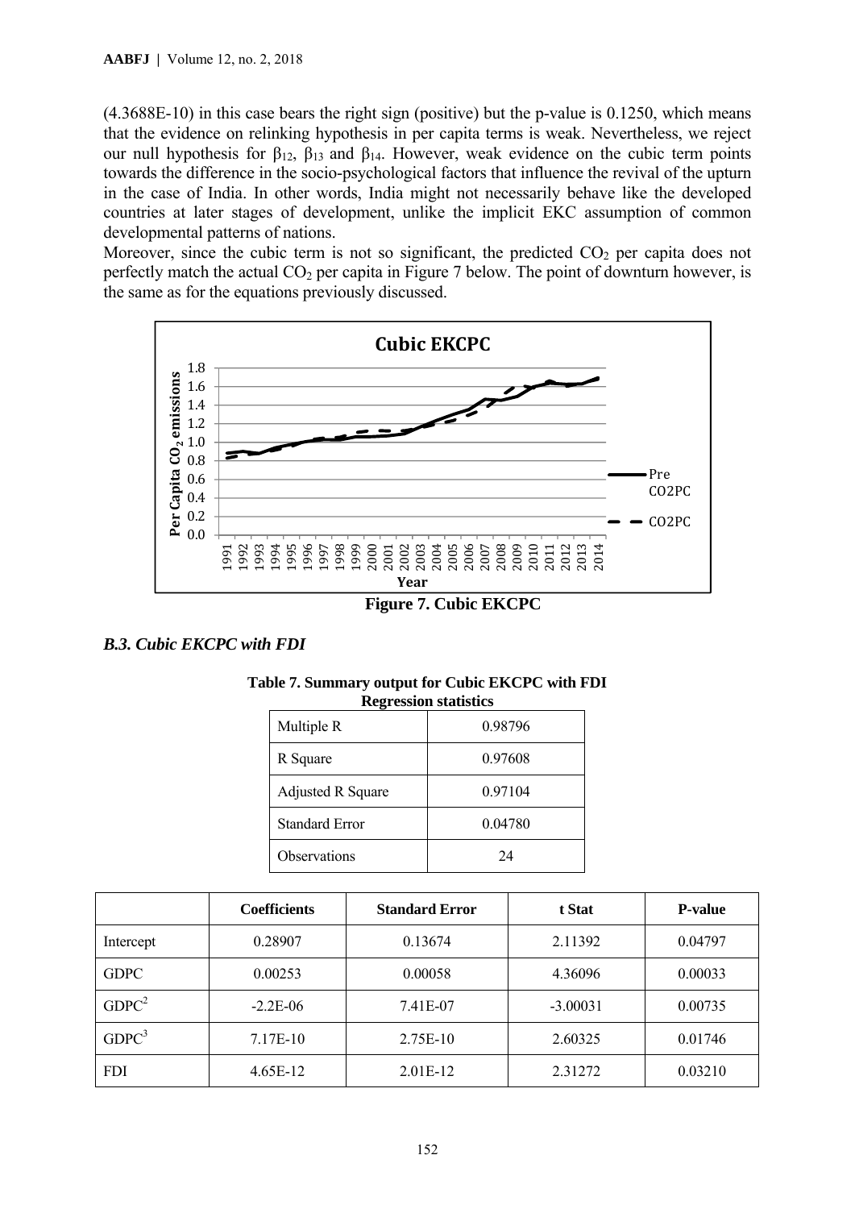(4.3688E-10) in this case bears the right sign (positive) but the p-value is 0.1250, which means that the evidence on relinking hypothesis in per capita terms is weak. Nevertheless, we reject our null hypothesis for $\beta_{12}$, $\beta_{13}$ and $\beta_{14}$. However, weak evidence on the cubic term points towards the difference in the socio-psychological factors that influence the revival of the upturn in the case of India. In other words, India might not necessarily behave like the developed countries at later stages of development, unlike the implicit EKC assumption of common developmental patterns of nations.

Moreover, since the cubic term is not so significant, the predicted $CO_2$ per capita does not perfectly match the actual $CO_2$ per capita in Figure 7 below. The point of downturn however, is the same as for the equations previously discussed.

**Figure 7. Cubic EKCPC**

### *B.3. Cubic EKCPC with FDI*

**Table 7. Summary output for Cubic EKCPC with FDI**

**Regression statistics**

| | |
|---|---|
| Multiple R | 0.98796 |
| R Square | 0.97608 |
| Adjusted R Square | 0.97104 |
| Standard Error | 0.04780 |
| Observations | 24 |

| | Coefficients | Standard Error | t Stat | P-value |
|---|---|---|---|---|
| Intercept | 0.28907 | 0.13674 | 2.11392 | 0.04797 |
| GDPC | 0.00253 | 0.00058 | 4.36096 | 0.00033 |
| $GDPC^2$ | -2.2E-06 | 7.41E-07 | -3.00031 | 0.00735 |
| $GDPC^3$ | 7.17E-10 | 2.75E-10 | 2.60325 | 0.01746 |
| FDI | 4.65E-12 | 2.01E-12 | 2.31272 | 0.03210 |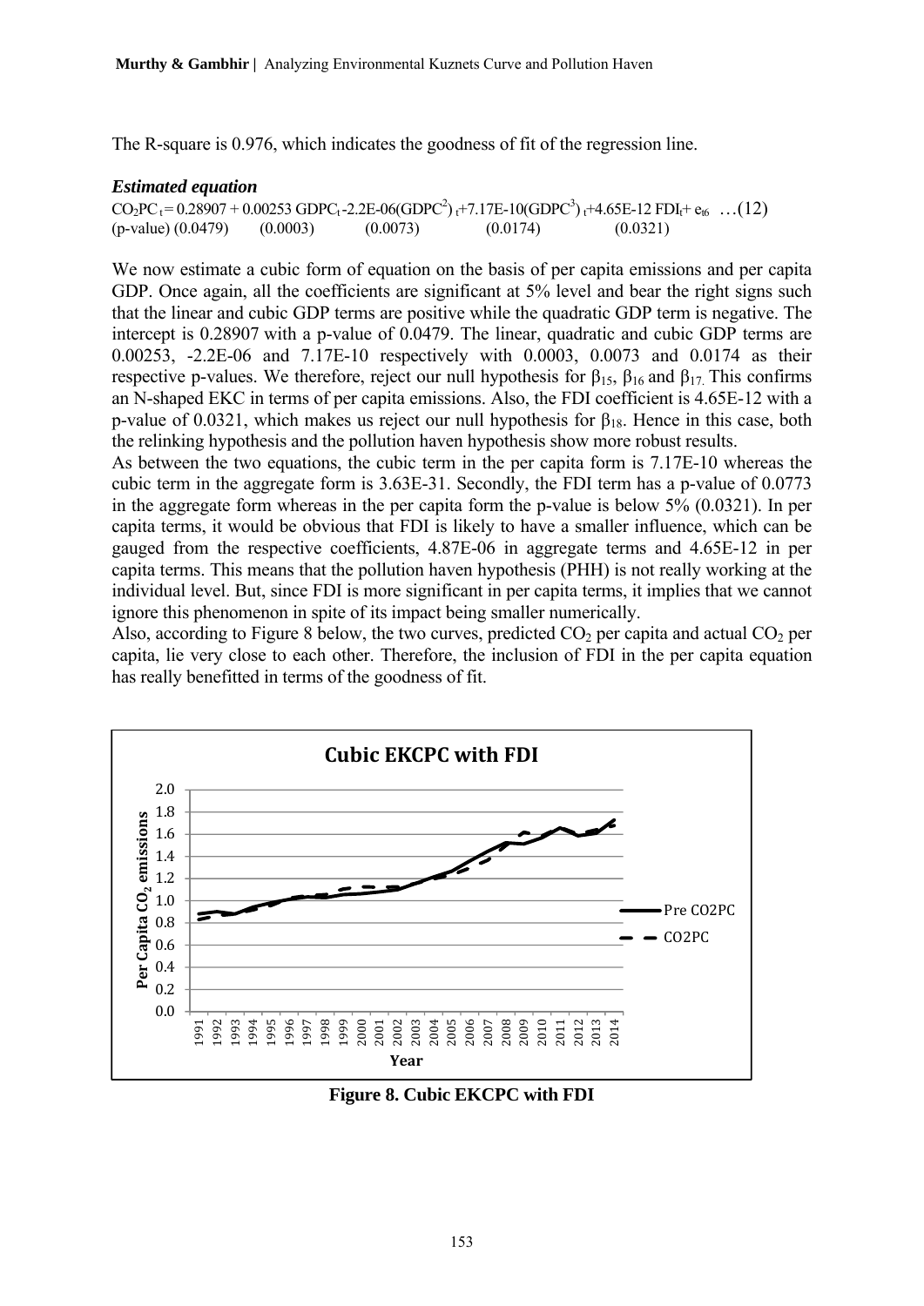The R-square is 0.976, which indicates the goodness of fit of the regression line.

***Estimated equation***

$$CO_2PC_t = 0.28907 + 0.00253\ GDPC_t - 2.2E\text{-}06(GDPC^2)_t + 7.17E\text{-}10(GDPC^3)_t + 4.65E\text{-}12\ FDI_t + e_{t6} \quad \ldots(12)$$

(p-value) (0.0479) (0.0003) (0.0073) (0.0174) (0.0321)

We now estimate a cubic form of equation on the basis of per capita emissions and per capita GDP. Once again, all the coefficients are significant at 5% level and bear the right signs such that the linear and cubic GDP terms are positive while the quadratic GDP term is negative. The intercept is 0.28907 with a p-value of 0.0479. The linear, quadratic and cubic GDP terms are 0.00253, -2.2E-06 and 7.17E-10 respectively with 0.0003, 0.0073 and 0.0174 as their respective p-values. We therefore, reject our null hypothesis for $\beta_{15}$, $\beta_{16}$ and $\beta_{17}$. This confirms an N-shaped EKC in terms of per capita emissions. Also, the FDI coefficient is 4.65E-12 with a p-value of 0.0321, which makes us reject our null hypothesis for $\beta_{18}$. Hence in this case, both the relinking hypothesis and the pollution haven hypothesis show more robust results.

As between the two equations, the cubic term in the per capita form is 7.17E-10 whereas the cubic term in the aggregate form is 3.63E-31. Secondly, the FDI term has a p-value of 0.0773 in the aggregate form whereas in the per capita form the p-value is below 5% (0.0321). In per capita terms, it would be obvious that FDI is likely to have a smaller influence, which can be gauged from the respective coefficients, 4.87E-06 in aggregate terms and 4.65E-12 in per capita terms. This means that the pollution haven hypothesis (PHH) is not really working at the individual level. But, since FDI is more significant in per capita terms, it implies that we cannot ignore this phenomenon in spite of its impact being smaller numerically.

Also, according to Figure 8 below, the two curves, predicted $CO_2$ per capita and actual $CO_2$ per capita, lie very close to each other. Therefore, the inclusion of FDI in the per capita equation has really benefitted in terms of the goodness of fit.

**Figure 8. Cubic EKCPC with FDI**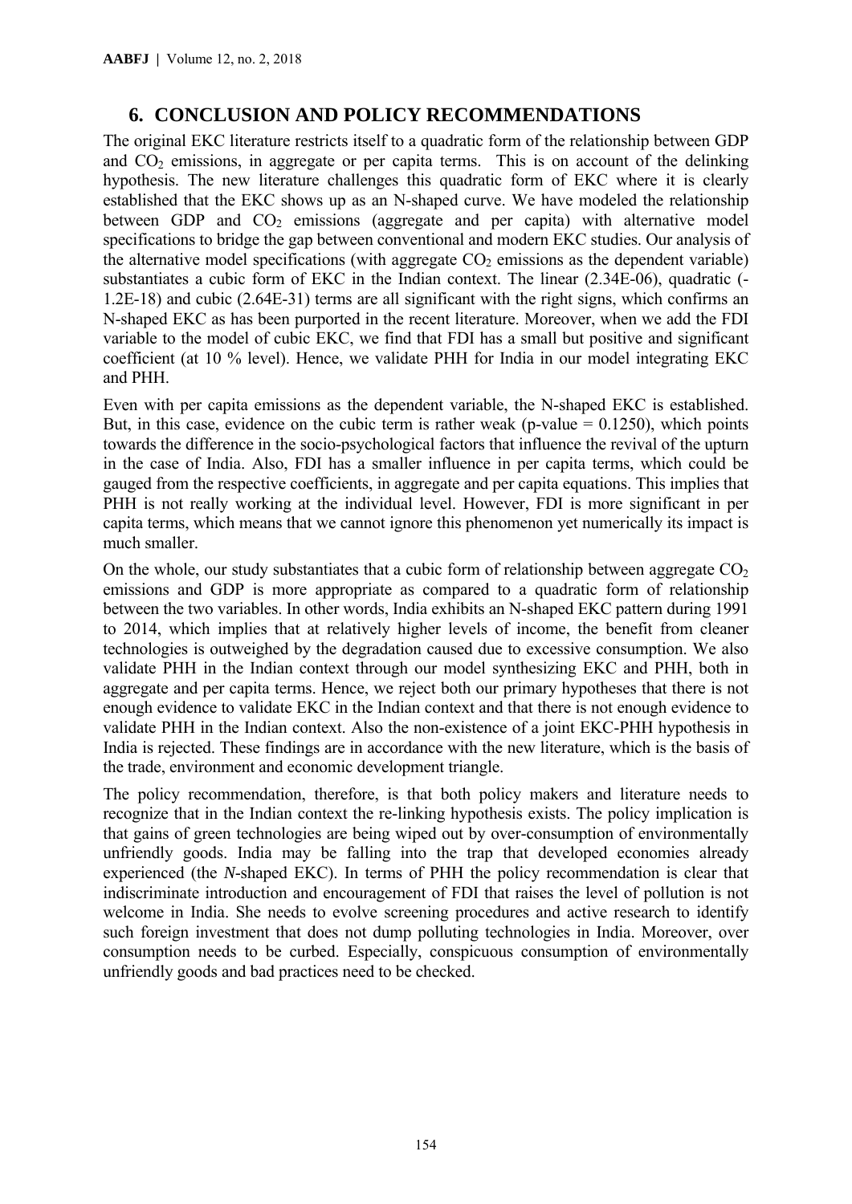## 6. CONCLUSION AND POLICY RECOMMENDATIONS

The original EKC literature restricts itself to a quadratic form of the relationship between GDP and $CO_2$ emissions, in aggregate or per capita terms. This is on account of the delinking hypothesis. The new literature challenges this quadratic form of EKC where it is clearly established that the EKC shows up as an N-shaped curve. We have modeled the relationship between GDP and $CO_2$ emissions (aggregate and per capita) with alternative model specifications to bridge the gap between conventional and modern EKC studies. Our analysis of the alternative model specifications (with aggregate $CO_2$ emissions as the dependent variable) substantiates a cubic form of EKC in the Indian context. The linear (2.34E-06), quadratic (-1.2E-18) and cubic (2.64E-31) terms are all significant with the right signs, which confirms an N-shaped EKC as has been purported in the recent literature. Moreover, when we add the FDI variable to the model of cubic EKC, we find that FDI has a small but positive and significant coefficient (at 10 % level). Hence, we validate PHH for India in our model integrating EKC and PHH.

Even with per capita emissions as the dependent variable, the N-shaped EKC is established. But, in this case, evidence on the cubic term is rather weak (p-value = 0.1250), which points towards the difference in the socio-psychological factors that influence the revival of the upturn in the case of India. Also, FDI has a smaller influence in per capita terms, which could be gauged from the respective coefficients, in aggregate and per capita equations. This implies that PHH is not really working at the individual level. However, FDI is more significant in per capita terms, which means that we cannot ignore this phenomenon yet numerically its impact is much smaller.

On the whole, our study substantiates that a cubic form of relationship between aggregate $CO_2$ emissions and GDP is more appropriate as compared to a quadratic form of relationship between the two variables. In other words, India exhibits an N-shaped EKC pattern during 1991 to 2014, which implies that at relatively higher levels of income, the benefit from cleaner technologies is outweighed by the degradation caused due to excessive consumption. We also validate PHH in the Indian context through our model synthesizing EKC and PHH, both in aggregate and per capita terms. Hence, we reject both our primary hypotheses that there is not enough evidence to validate EKC in the Indian context and that there is not enough evidence to validate PHH in the Indian context. Also the non-existence of a joint EKC-PHH hypothesis in India is rejected. These findings are in accordance with the new literature, which is the basis of the trade, environment and economic development triangle.

The policy recommendation, therefore, is that both policy makers and literature needs to recognize that in the Indian context the re-linking hypothesis exists. The policy implication is that gains of green technologies are being wiped out by over-consumption of environmentally unfriendly goods. India may be falling into the trap that developed economies already experienced (the *N*-shaped EKC). In terms of PHH the policy recommendation is clear that indiscriminate introduction and encouragement of FDI that raises the level of pollution is not welcome in India. She needs to evolve screening procedures and active research to identify such foreign investment that does not dump polluting technologies in India. Moreover, over consumption needs to be curbed. Especially, conspicuous consumption of environmentally unfriendly goods and bad practices need to be checked.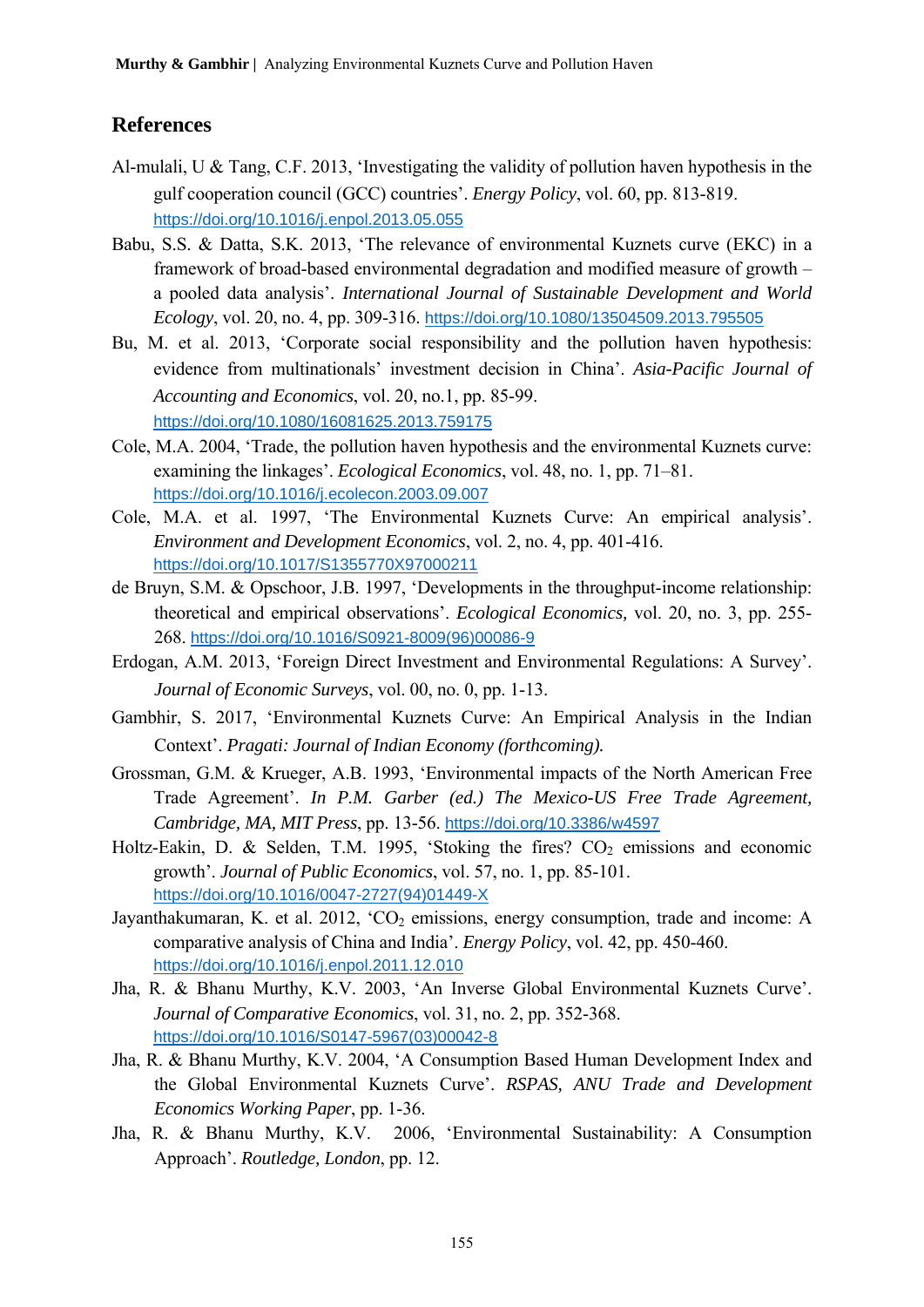## References

Al-mulali, U & Tang, C.F. 2013, 'Investigating the validity of pollution haven hypothesis in the gulf cooperation council (GCC) countries'. *Energy Policy*, vol. 60, pp. 813-819. https://doi.org/10.1016/j.enpol.2013.05.055

Babu, S.S. & Datta, S.K. 2013, 'The relevance of environmental Kuznets curve (EKC) in a framework of broad-based environmental degradation and modified measure of growth – a pooled data analysis'. *International Journal of Sustainable Development and World Ecology*, vol. 20, no. 4, pp. 309-316. https://doi.org/10.1080/13504509.2013.795505

Bu, M. et al. 2013, 'Corporate social responsibility and the pollution haven hypothesis: evidence from multinationals' investment decision in China'. *Asia-Pacific Journal of Accounting and Economics*, vol. 20, no.1, pp. 85-99. https://doi.org/10.1080/16081625.2013.759175

Cole, M.A. 2004, 'Trade, the pollution haven hypothesis and the environmental Kuznets curve: examining the linkages'. *Ecological Economics*, vol. 48, no. 1, pp. 71–81. https://doi.org/10.1016/j.ecolecon.2003.09.007

Cole, M.A. et al. 1997, 'The Environmental Kuznets Curve: An empirical analysis'. *Environment and Development Economics*, vol. 2, no. 4, pp. 401-416. https://doi.org/10.1017/S1355770X97000211

de Bruyn, S.M. & Opschoor, J.B. 1997, 'Developments in the throughput-income relationship: theoretical and empirical observations'. *Ecological Economics,* vol. 20, no. 3, pp. 255-268. https://doi.org/10.1016/S0921-8009(96)00086-9

Erdogan, A.M. 2013, 'Foreign Direct Investment and Environmental Regulations: A Survey'. *Journal of Economic Surveys*, vol. 00, no. 0, pp. 1-13.

Gambhir, S. 2017, 'Environmental Kuznets Curve: An Empirical Analysis in the Indian Context'. *Pragati: Journal of Indian Economy (forthcoming).*

Grossman, G.M. & Krueger, A.B. 1993, 'Environmental impacts of the North American Free Trade Agreement'. *In P.M. Garber (ed.) The Mexico-US Free Trade Agreement, Cambridge, MA, MIT Press*, pp. 13-56. https://doi.org/10.3386/w4597

Holtz-Eakin, D. & Selden, T.M. 1995, 'Stoking the fires? $CO_2$ emissions and economic growth'. *Journal of Public Economics*, vol. 57, no. 1, pp. 85-101. https://doi.org/10.1016/0047-2727(94)01449-X

Jayanthakumaran, K. et al. 2012, '$CO_2$ emissions, energy consumption, trade and income: A comparative analysis of China and India'. *Energy Policy*, vol. 42, pp. 450-460. https://doi.org/10.1016/j.enpol.2011.12.010

Jha, R. & Bhanu Murthy, K.V. 2003, 'An Inverse Global Environmental Kuznets Curve'. *Journal of Comparative Economics*, vol. 31, no. 2, pp. 352-368. https://doi.org/10.1016/S0147-5967(03)00042-8

Jha, R. & Bhanu Murthy, K.V. 2004, 'A Consumption Based Human Development Index and the Global Environmental Kuznets Curve'. *RSPAS, ANU Trade and Development Economics Working Paper*, pp. 1-36.

Jha, R. & Bhanu Murthy, K.V. 2006, 'Environmental Sustainability: A Consumption Approach'. *Routledge, London*, pp. 12.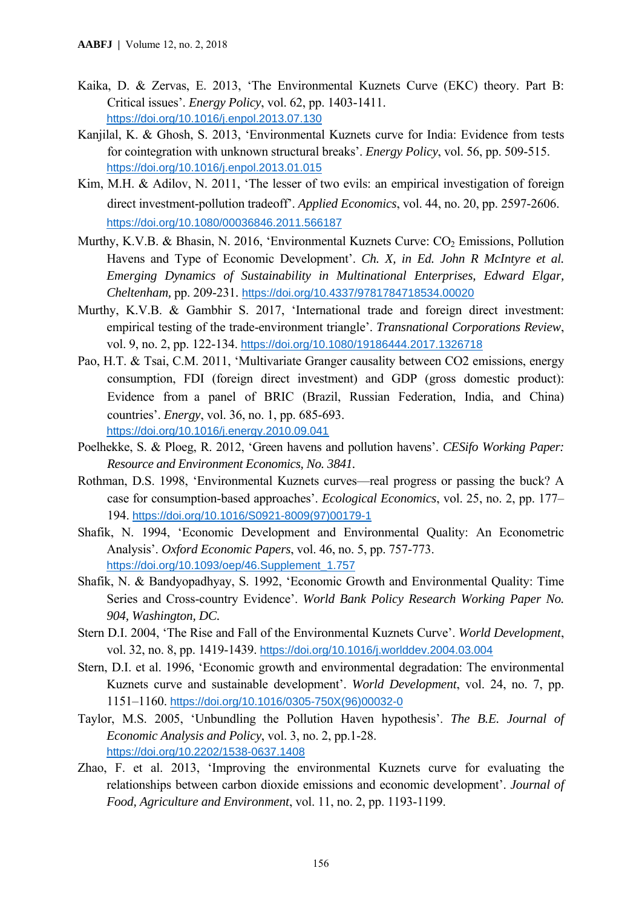Kaika, D. & Zervas, E. 2013, 'The Environmental Kuznets Curve (EKC) theory. Part B: Critical issues'. *Energy Policy*, vol. 62, pp. 1403-1411. https://doi.org/10.1016/j.enpol.2013.07.130

Kanjilal, K. & Ghosh, S. 2013, 'Environmental Kuznets curve for India: Evidence from tests for cointegration with unknown structural breaks'. *Energy Policy*, vol. 56, pp. 509-515. https://doi.org/10.1016/j.enpol.2013.01.015

Kim, M.H. & Adilov, N. 2011, 'The lesser of two evils: an empirical investigation of foreign direct investment-pollution tradeoff'. *Applied Economics*, vol. 44, no. 20, pp. 2597-2606. https://doi.org/10.1080/00036846.2011.566187

Murthy, K.V.B. & Bhasin, N. 2016, 'Environmental Kuznets Curve: $CO_2$ Emissions, Pollution Havens and Type of Economic Development'. *Ch. X, in Ed. John R McIntyre et al. Emerging Dynamics of Sustainability in Multinational Enterprises, Edward Elgar, Cheltenham,* pp. 209-231. https://doi.org/10.4337/9781784718534.00020

Murthy, K.V.B. & Gambhir S. 2017, 'International trade and foreign direct investment: empirical testing of the trade-environment triangle'. *Transnational Corporations Review*, vol. 9, no. 2, pp. 122-134. https://doi.org/10.1080/19186444.2017.1326718

Pao, H.T. & Tsai, C.M. 2011, 'Multivariate Granger causality between CO2 emissions, energy consumption, FDI (foreign direct investment) and GDP (gross domestic product): Evidence from a panel of BRIC (Brazil, Russian Federation, India, and China) countries'. *Energy*, vol. 36, no. 1, pp. 685-693. https://doi.org/10.1016/j.energy.2010.09.041

Poelhekke, S. & Ploeg, R. 2012, 'Green havens and pollution havens'. *CESifo Working Paper: Resource and Environment Economics, No. 3841.*

Rothman, D.S. 1998, 'Environmental Kuznets curves—real progress or passing the buck? A case for consumption-based approaches'. *Ecological Economics*, vol. 25, no. 2, pp. 177–194. https://doi.org/10.1016/S0921-8009(97)00179-1

Shafik, N. 1994, 'Economic Development and Environmental Quality: An Econometric Analysis'. *Oxford Economic Papers*, vol. 46, no. 5, pp. 757-773. https://doi.org/10.1093/oep/46.Supplement_1.757

Shafik, N. & Bandyopadhyay, S. 1992, 'Economic Growth and Environmental Quality: Time Series and Cross-country Evidence'. *World Bank Policy Research Working Paper No. 904, Washington, DC.*

Stern D.I. 2004, 'The Rise and Fall of the Environmental Kuznets Curve'. *World Development*, vol. 32, no. 8, pp. 1419-1439. https://doi.org/10.1016/j.worlddev.2004.03.004

Stern, D.I. et al. 1996, 'Economic growth and environmental degradation: The environmental Kuznets curve and sustainable development'. *World Development*, vol. 24, no. 7, pp. 1151–1160. https://doi.org/10.1016/0305-750X(96)00032-0

Taylor, M.S. 2005, 'Unbundling the Pollution Haven hypothesis'. *The B.E. Journal of Economic Analysis and Policy*, vol. 3, no. 2, pp.1-28. https://doi.org/10.2202/1538-0637.1408

Zhao, F. et al. 2013, 'Improving the environmental Kuznets curve for evaluating the relationships between carbon dioxide emissions and economic development'. *Journal of Food, Agriculture and Environment*, vol. 11, no. 2, pp. 1193-1199.